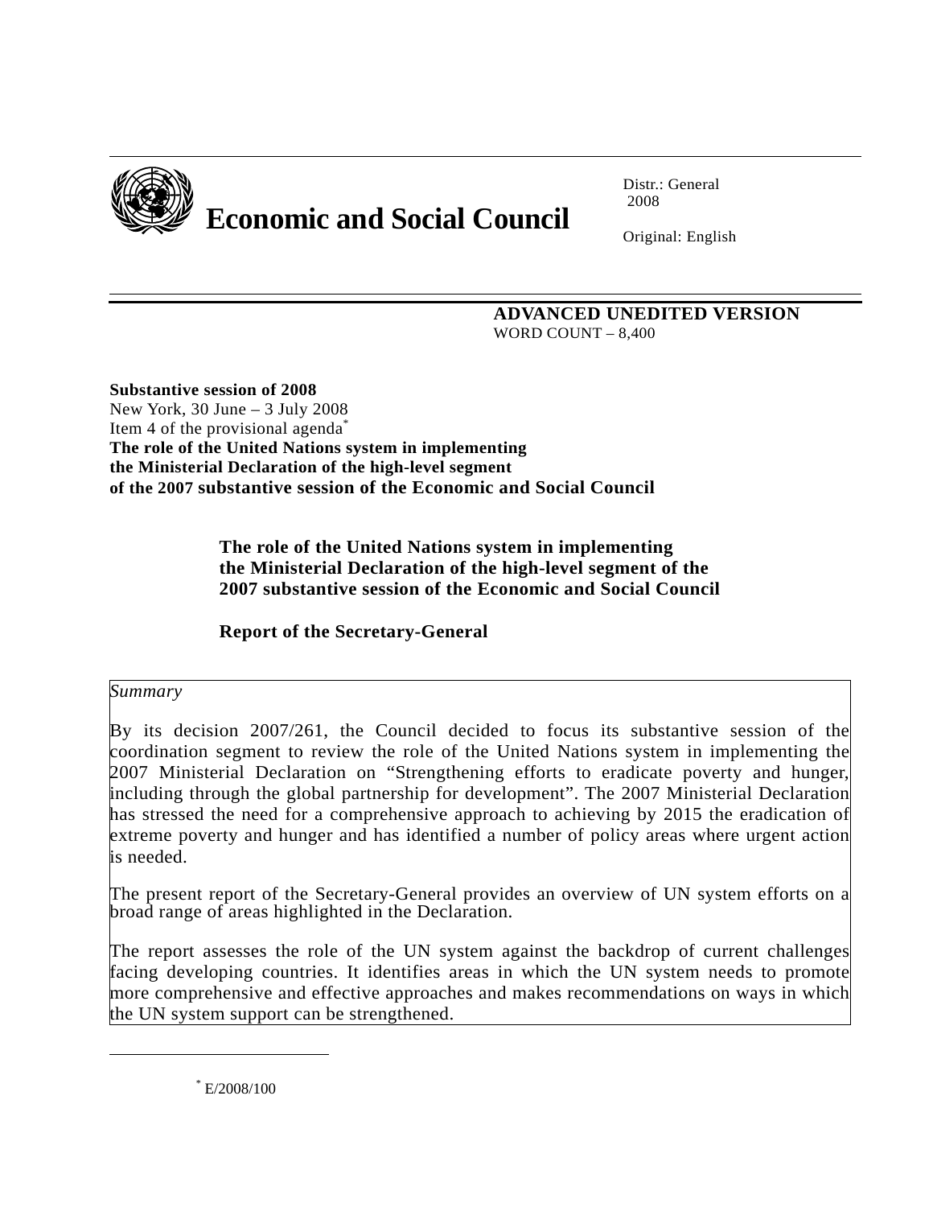# Economic and Social Council

Distr.: General
2008

Original: English

**ADVANCED UNEDITED VERSION**
WORD COUNT – 8,400

**Substantive session of 2008**
New York, 30 June – 3 July 2008
Item 4 of the provisional agenda*
**The role of the United Nations system in implementing the Ministerial Declaration of the high-level segment of the 2007 substantive session of the Economic and Social Council**

## The role of the United Nations system in implementing the Ministerial Declaration of the high-level segment of the 2007 substantive session of the Economic and Social Council

## Report of the Secretary-General

*Summary*

By its decision 2007/261, the Council decided to focus its substantive session of the coordination segment to review the role of the United Nations system in implementing the 2007 Ministerial Declaration on "Strengthening efforts to eradicate poverty and hunger, including through the global partnership for development". The 2007 Ministerial Declaration has stressed the need for a comprehensive approach to achieving by 2015 the eradication of extreme poverty and hunger and has identified a number of policy areas where urgent action is needed.

The present report of the Secretary-General provides an overview of UN system efforts on a broad range of areas highlighted in the Declaration.

The report assesses the role of the UN system against the backdrop of current challenges facing developing countries. It identifies areas in which the UN system needs to promote more comprehensive and effective approaches and makes recommendations on ways in which the UN system support can be strengthened.

---

* E/2008/100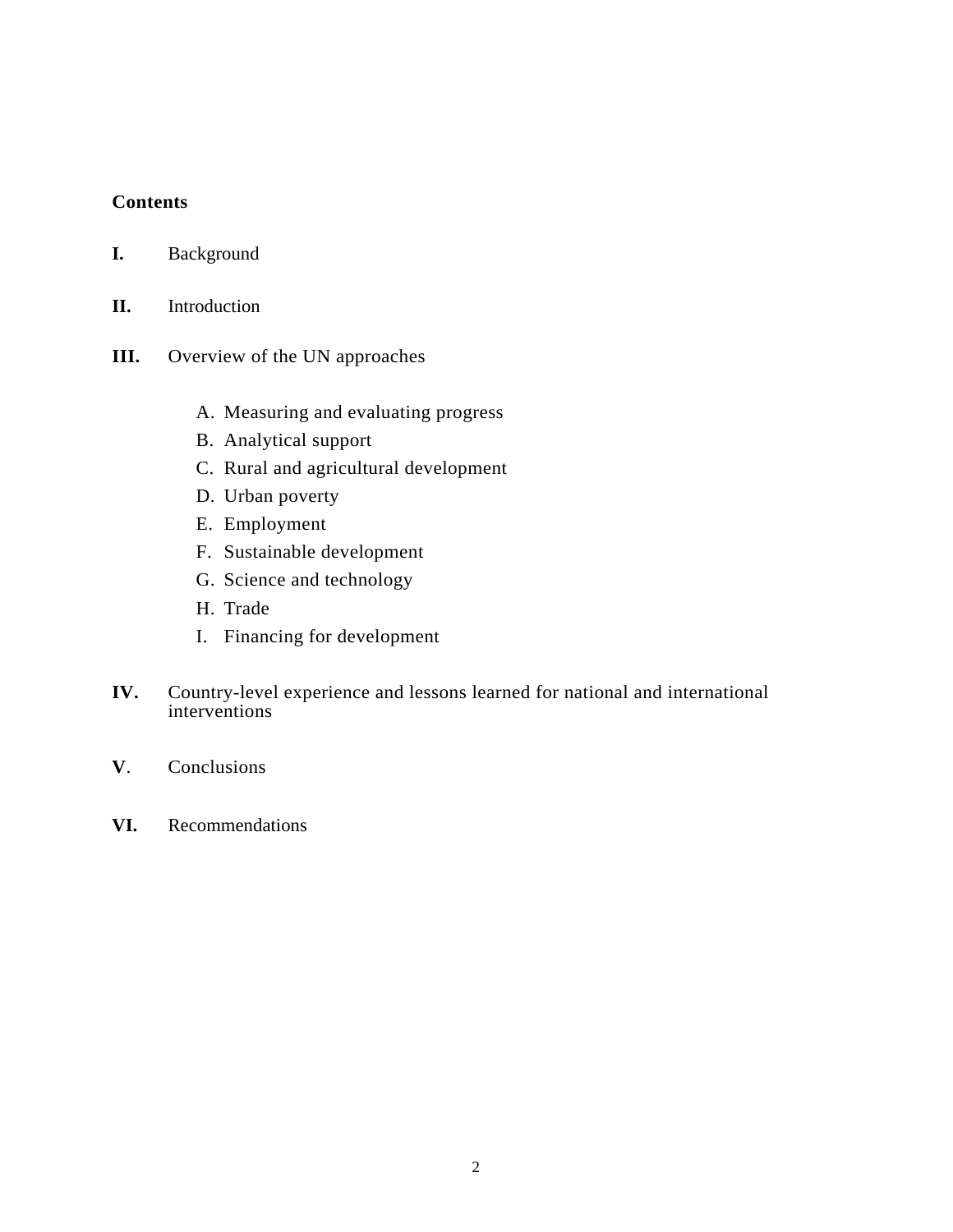**Contents**

**I.** Background

**II.** Introduction

**III.** Overview of the UN approaches

A. Measuring and evaluating progress
B. Analytical support
C. Rural and agricultural development
D. Urban poverty
E. Employment
F. Sustainable development
G. Science and technology
H. Trade
I. Financing for development

**IV.** Country-level experience and lessons learned for national and international interventions

**V**. Conclusions

**VI.** Recommendations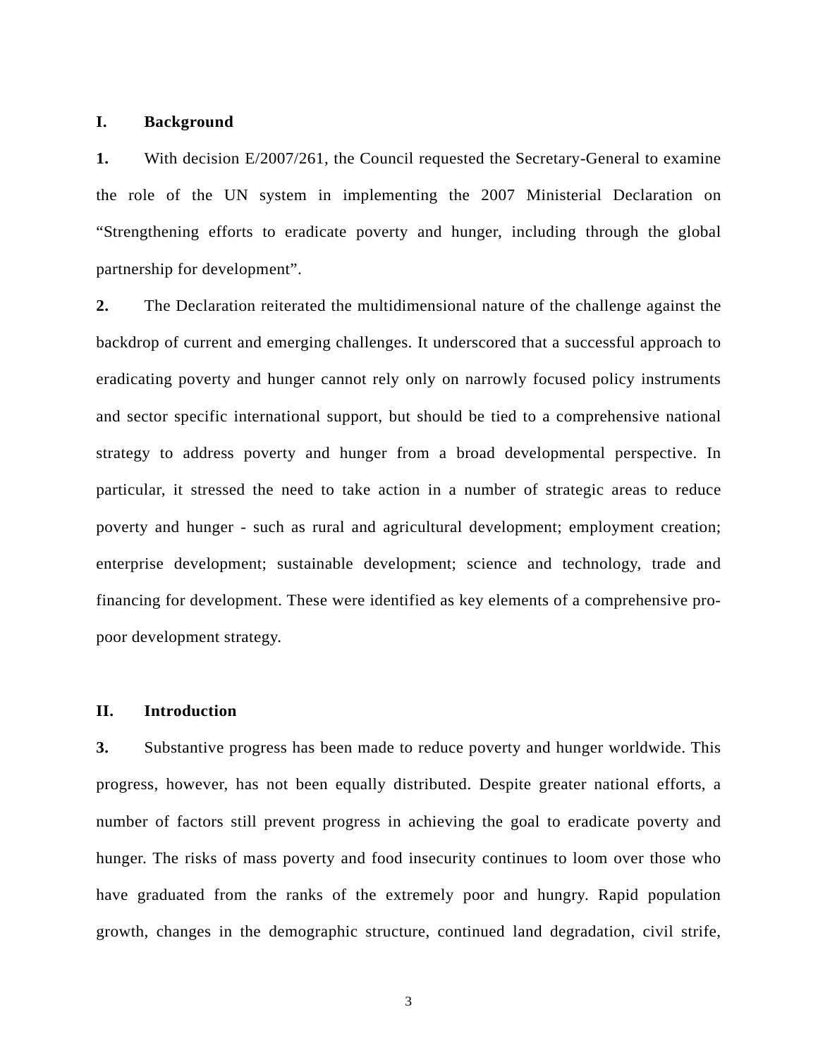## I. Background

**1.** With decision E/2007/261, the Council requested the Secretary-General to examine the role of the UN system in implementing the 2007 Ministerial Declaration on "Strengthening efforts to eradicate poverty and hunger, including through the global partnership for development".

**2.** The Declaration reiterated the multidimensional nature of the challenge against the backdrop of current and emerging challenges. It underscored that a successful approach to eradicating poverty and hunger cannot rely only on narrowly focused policy instruments and sector specific international support, but should be tied to a comprehensive national strategy to address poverty and hunger from a broad developmental perspective. In particular, it stressed the need to take action in a number of strategic areas to reduce poverty and hunger - such as rural and agricultural development; employment creation; enterprise development; sustainable development; science and technology, trade and financing for development. These were identified as key elements of a comprehensive pro-poor development strategy.

## II. Introduction

**3.** Substantive progress has been made to reduce poverty and hunger worldwide. This progress, however, has not been equally distributed. Despite greater national efforts, a number of factors still prevent progress in achieving the goal to eradicate poverty and hunger. The risks of mass poverty and food insecurity continues to loom over those who have graduated from the ranks of the extremely poor and hungry. Rapid population growth, changes in the demographic structure, continued land degradation, civil strife,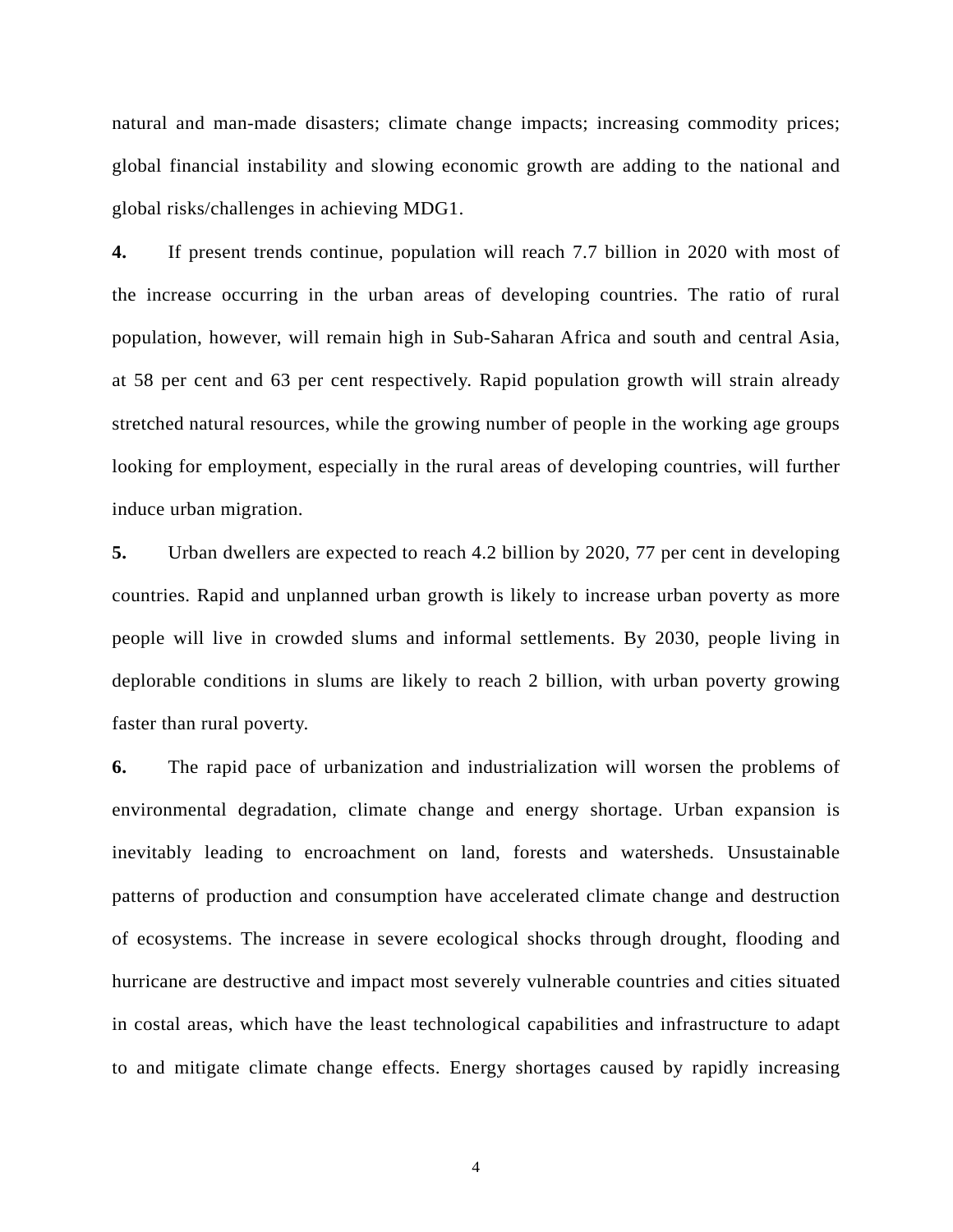natural and man-made disasters; climate change impacts; increasing commodity prices; global financial instability and slowing economic growth are adding to the national and global risks/challenges in achieving MDG1.

**4.** If present trends continue, population will reach 7.7 billion in 2020 with most of the increase occurring in the urban areas of developing countries. The ratio of rural population, however, will remain high in Sub-Saharan Africa and south and central Asia, at 58 per cent and 63 per cent respectively. Rapid population growth will strain already stretched natural resources, while the growing number of people in the working age groups looking for employment, especially in the rural areas of developing countries, will further induce urban migration.

**5.** Urban dwellers are expected to reach 4.2 billion by 2020, 77 per cent in developing countries. Rapid and unplanned urban growth is likely to increase urban poverty as more people will live in crowded slums and informal settlements. By 2030, people living in deplorable conditions in slums are likely to reach 2 billion, with urban poverty growing faster than rural poverty.

**6.** The rapid pace of urbanization and industrialization will worsen the problems of environmental degradation, climate change and energy shortage. Urban expansion is inevitably leading to encroachment on land, forests and watersheds. Unsustainable patterns of production and consumption have accelerated climate change and destruction of ecosystems. The increase in severe ecological shocks through drought, flooding and hurricane are destructive and impact most severely vulnerable countries and cities situated in costal areas, which have the least technological capabilities and infrastructure to adapt to and mitigate climate change effects. Energy shortages caused by rapidly increasing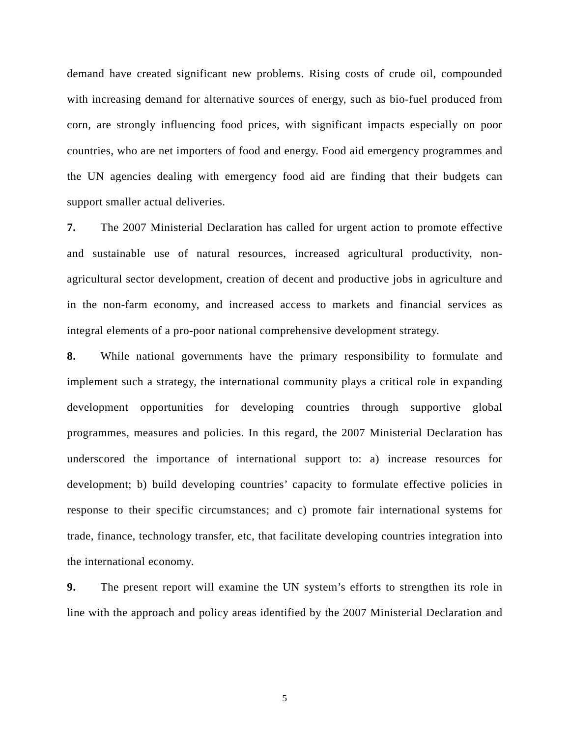demand have created significant new problems. Rising costs of crude oil, compounded with increasing demand for alternative sources of energy, such as bio-fuel produced from corn, are strongly influencing food prices, with significant impacts especially on poor countries, who are net importers of food and energy. Food aid emergency programmes and the UN agencies dealing with emergency food aid are finding that their budgets can support smaller actual deliveries.

**7.** The 2007 Ministerial Declaration has called for urgent action to promote effective and sustainable use of natural resources, increased agricultural productivity, non-agricultural sector development, creation of decent and productive jobs in agriculture and in the non-farm economy, and increased access to markets and financial services as integral elements of a pro-poor national comprehensive development strategy.

**8.** While national governments have the primary responsibility to formulate and implement such a strategy, the international community plays a critical role in expanding development opportunities for developing countries through supportive global programmes, measures and policies. In this regard, the 2007 Ministerial Declaration has underscored the importance of international support to: a) increase resources for development; b) build developing countries' capacity to formulate effective policies in response to their specific circumstances; and c) promote fair international systems for trade, finance, technology transfer, etc, that facilitate developing countries integration into the international economy.

**9.** The present report will examine the UN system's efforts to strengthen its role in line with the approach and policy areas identified by the 2007 Ministerial Declaration and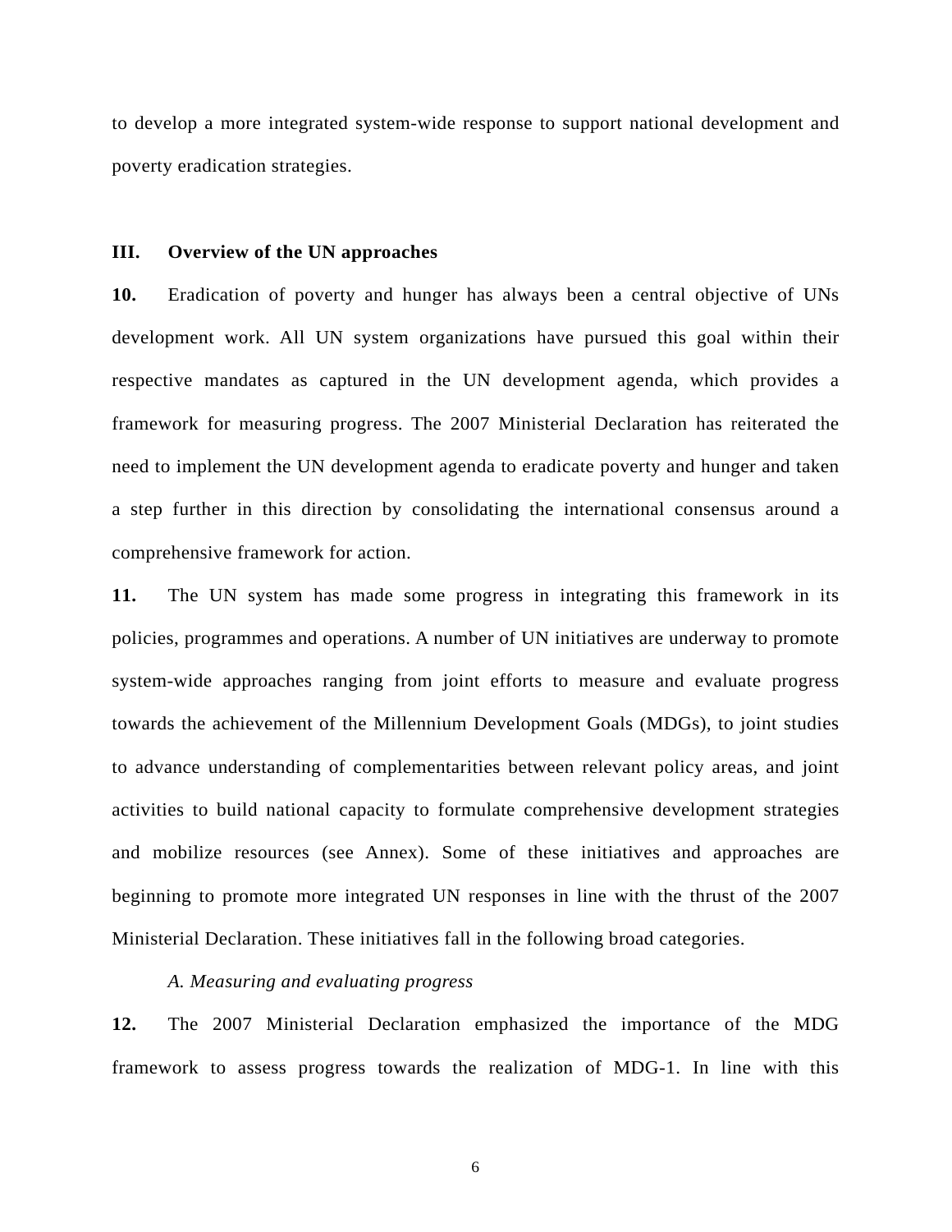to develop a more integrated system-wide response to support national development and poverty eradication strategies.

## III. Overview of the UN approaches

**10.** Eradication of poverty and hunger has always been a central objective of UNs development work. All UN system organizations have pursued this goal within their respective mandates as captured in the UN development agenda, which provides a framework for measuring progress. The 2007 Ministerial Declaration has reiterated the need to implement the UN development agenda to eradicate poverty and hunger and taken a step further in this direction by consolidating the international consensus around a comprehensive framework for action.

**11.** The UN system has made some progress in integrating this framework in its policies, programmes and operations. A number of UN initiatives are underway to promote system-wide approaches ranging from joint efforts to measure and evaluate progress towards the achievement of the Millennium Development Goals (MDGs), to joint studies to advance understanding of complementarities between relevant policy areas, and joint activities to build national capacity to formulate comprehensive development strategies and mobilize resources (see Annex). Some of these initiatives and approaches are beginning to promote more integrated UN responses in line with the thrust of the 2007 Ministerial Declaration. These initiatives fall in the following broad categories.

### *A. Measuring and evaluating progress*

**12.** The 2007 Ministerial Declaration emphasized the importance of the MDG framework to assess progress towards the realization of MDG-1. In line with this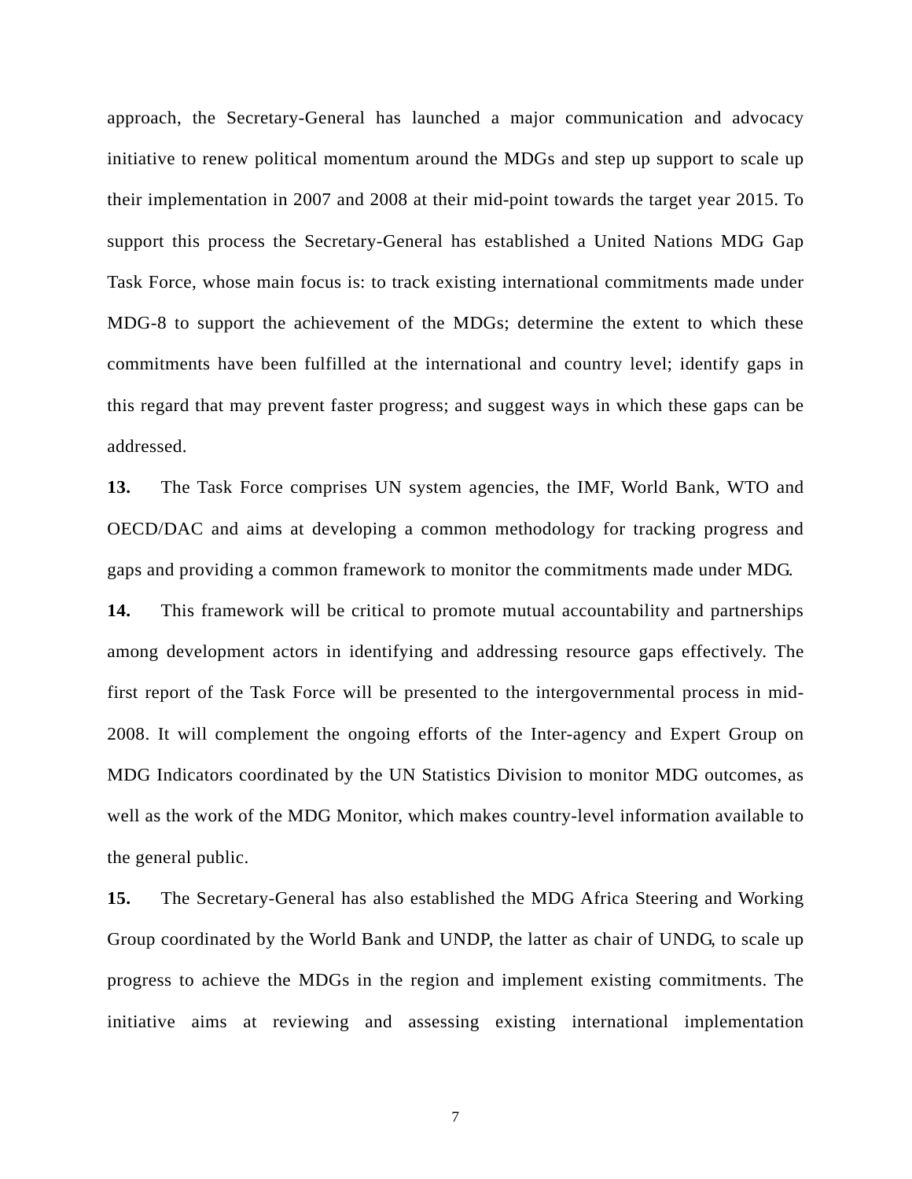approach, the Secretary-General has launched a major communication and advocacy initiative to renew political momentum around the MDGs and step up support to scale up their implementation in 2007 and 2008 at their mid-point towards the target year 2015. To support this process the Secretary-General has established a United Nations MDG Gap Task Force, whose main focus is: to track existing international commitments made under MDG-8 to support the achievement of the MDGs; determine the extent to which these commitments have been fulfilled at the international and country level; identify gaps in this regard that may prevent faster progress; and suggest ways in which these gaps can be addressed.

**13.** The Task Force comprises UN system agencies, the IMF, World Bank, WTO and OECD/DAC and aims at developing a common methodology for tracking progress and gaps and providing a common framework to monitor the commitments made under MDG.

**14.** This framework will be critical to promote mutual accountability and partnerships among development actors in identifying and addressing resource gaps effectively. The first report of the Task Force will be presented to the intergovernmental process in mid-2008. It will complement the ongoing efforts of the Inter-agency and Expert Group on MDG Indicators coordinated by the UN Statistics Division to monitor MDG outcomes, as well as the work of the MDG Monitor, which makes country-level information available to the general public.

**15.** The Secretary-General has also established the MDG Africa Steering and Working Group coordinated by the World Bank and UNDP, the latter as chair of UNDG, to scale up progress to achieve the MDGs in the region and implement existing commitments. The initiative aims at reviewing and assessing existing international implementation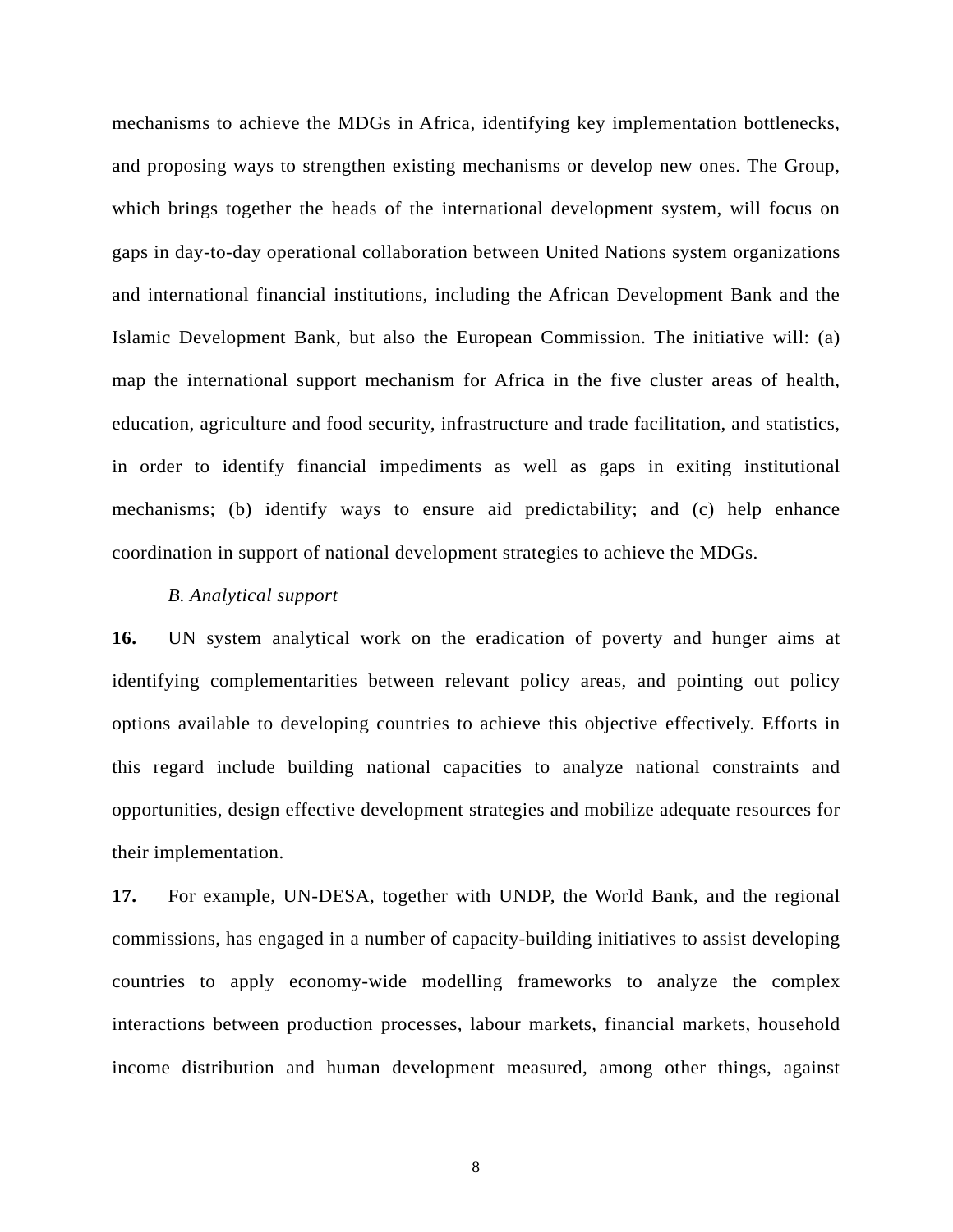mechanisms to achieve the MDGs in Africa, identifying key implementation bottlenecks, and proposing ways to strengthen existing mechanisms or develop new ones. The Group, which brings together the heads of the international development system, will focus on gaps in day-to-day operational collaboration between United Nations system organizations and international financial institutions, including the African Development Bank and the Islamic Development Bank, but also the European Commission. The initiative will: (a) map the international support mechanism for Africa in the five cluster areas of health, education, agriculture and food security, infrastructure and trade facilitation, and statistics, in order to identify financial impediments as well as gaps in exiting institutional mechanisms; (b) identify ways to ensure aid predictability; and (c) help enhance coordination in support of national development strategies to achieve the MDGs.

*B. Analytical support*

**16.** UN system analytical work on the eradication of poverty and hunger aims at identifying complementarities between relevant policy areas, and pointing out policy options available to developing countries to achieve this objective effectively. Efforts in this regard include building national capacities to analyze national constraints and opportunities, design effective development strategies and mobilize adequate resources for their implementation.

**17.** For example, UN-DESA, together with UNDP, the World Bank, and the regional commissions, has engaged in a number of capacity-building initiatives to assist developing countries to apply economy-wide modelling frameworks to analyze the complex interactions between production processes, labour markets, financial markets, household income distribution and human development measured, among other things, against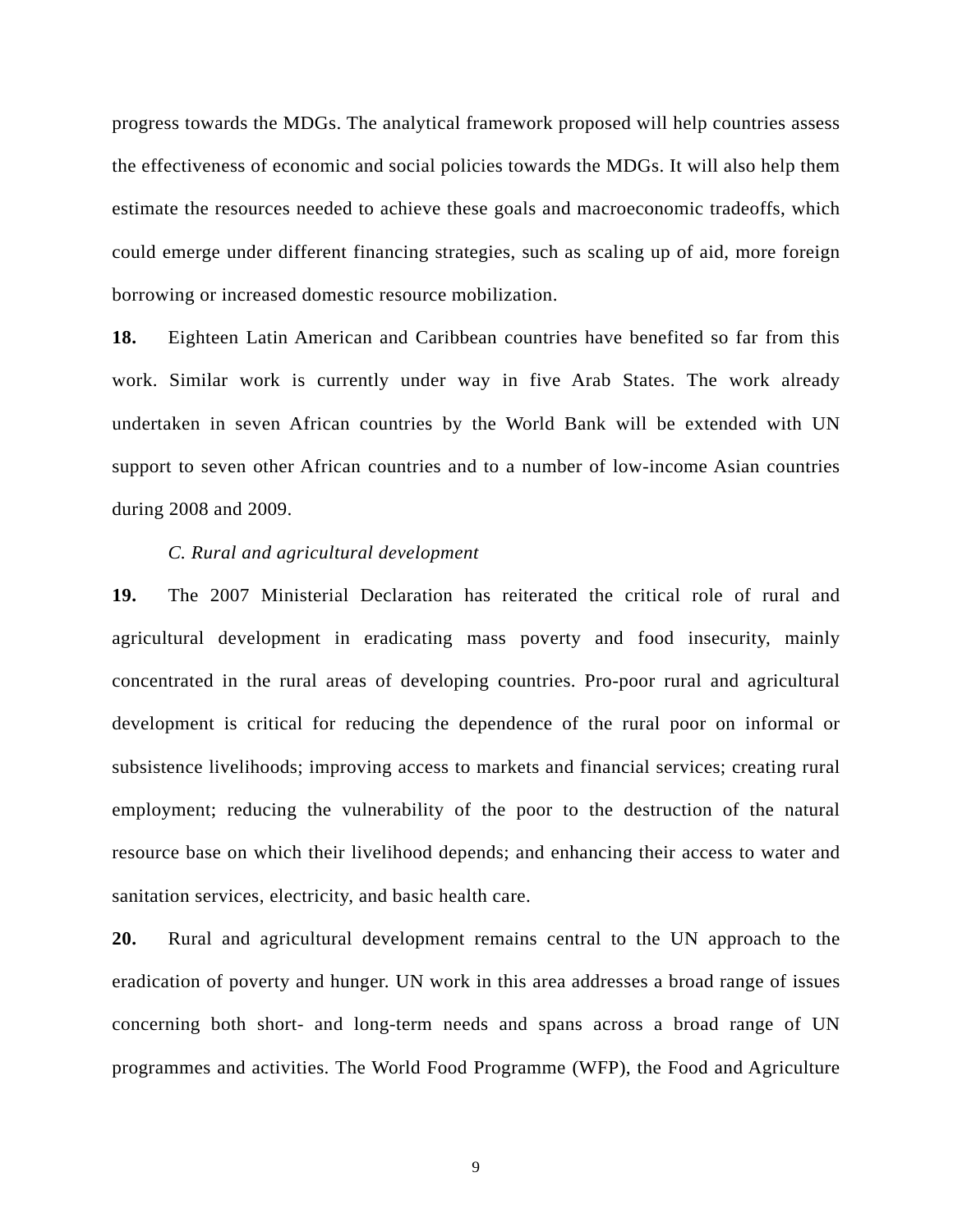progress towards the MDGs. The analytical framework proposed will help countries assess the effectiveness of economic and social policies towards the MDGs. It will also help them estimate the resources needed to achieve these goals and macroeconomic tradeoffs, which could emerge under different financing strategies, such as scaling up of aid, more foreign borrowing or increased domestic resource mobilization.

**18.** Eighteen Latin American and Caribbean countries have benefited so far from this work. Similar work is currently under way in five Arab States. The work already undertaken in seven African countries by the World Bank will be extended with UN support to seven other African countries and to a number of low-income Asian countries during 2008 and 2009.

### *C. Rural and agricultural development*

**19.** The 2007 Ministerial Declaration has reiterated the critical role of rural and agricultural development in eradicating mass poverty and food insecurity, mainly concentrated in the rural areas of developing countries. Pro-poor rural and agricultural development is critical for reducing the dependence of the rural poor on informal or subsistence livelihoods; improving access to markets and financial services; creating rural employment; reducing the vulnerability of the poor to the destruction of the natural resource base on which their livelihood depends; and enhancing their access to water and sanitation services, electricity, and basic health care.

**20.** Rural and agricultural development remains central to the UN approach to the eradication of poverty and hunger. UN work in this area addresses a broad range of issues concerning both short- and long-term needs and spans across a broad range of UN programmes and activities. The World Food Programme (WFP), the Food and Agriculture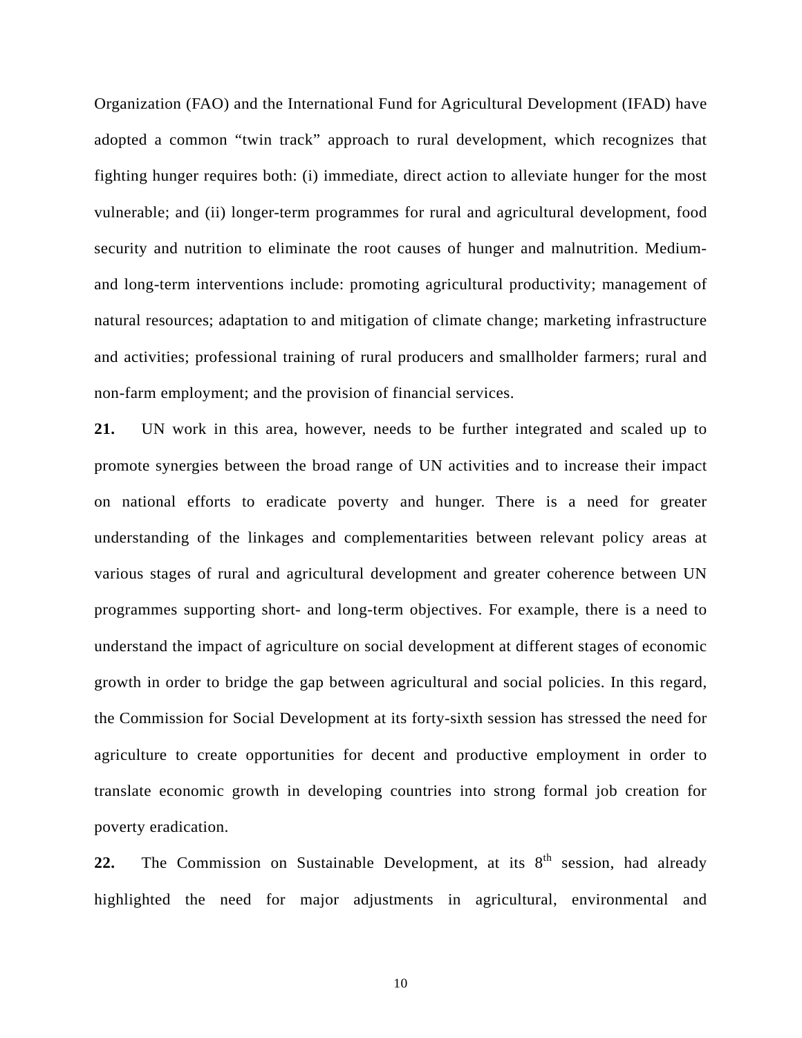Organization (FAO) and the International Fund for Agricultural Development (IFAD) have adopted a common “twin track” approach to rural development, which recognizes that fighting hunger requires both: (i) immediate, direct action to alleviate hunger for the most vulnerable; and (ii) longer-term programmes for rural and agricultural development, food security and nutrition to eliminate the root causes of hunger and malnutrition. Medium- and long-term interventions include: promoting agricultural productivity; management of natural resources; adaptation to and mitigation of climate change; marketing infrastructure and activities; professional training of rural producers and smallholder farmers; rural and non-farm employment; and the provision of financial services.

**21.** UN work in this area, however, needs to be further integrated and scaled up to promote synergies between the broad range of UN activities and to increase their impact on national efforts to eradicate poverty and hunger. There is a need for greater understanding of the linkages and complementarities between relevant policy areas at various stages of rural and agricultural development and greater coherence between UN programmes supporting short- and long-term objectives. For example, there is a need to understand the impact of agriculture on social development at different stages of economic growth in order to bridge the gap between agricultural and social policies. In this regard, the Commission for Social Development at its forty-sixth session has stressed the need for agriculture to create opportunities for decent and productive employment in order to translate economic growth in developing countries into strong formal job creation for poverty eradication.

**22.** The Commission on Sustainable Development, at its 8th session, had already highlighted the need for major adjustments in agricultural, environmental and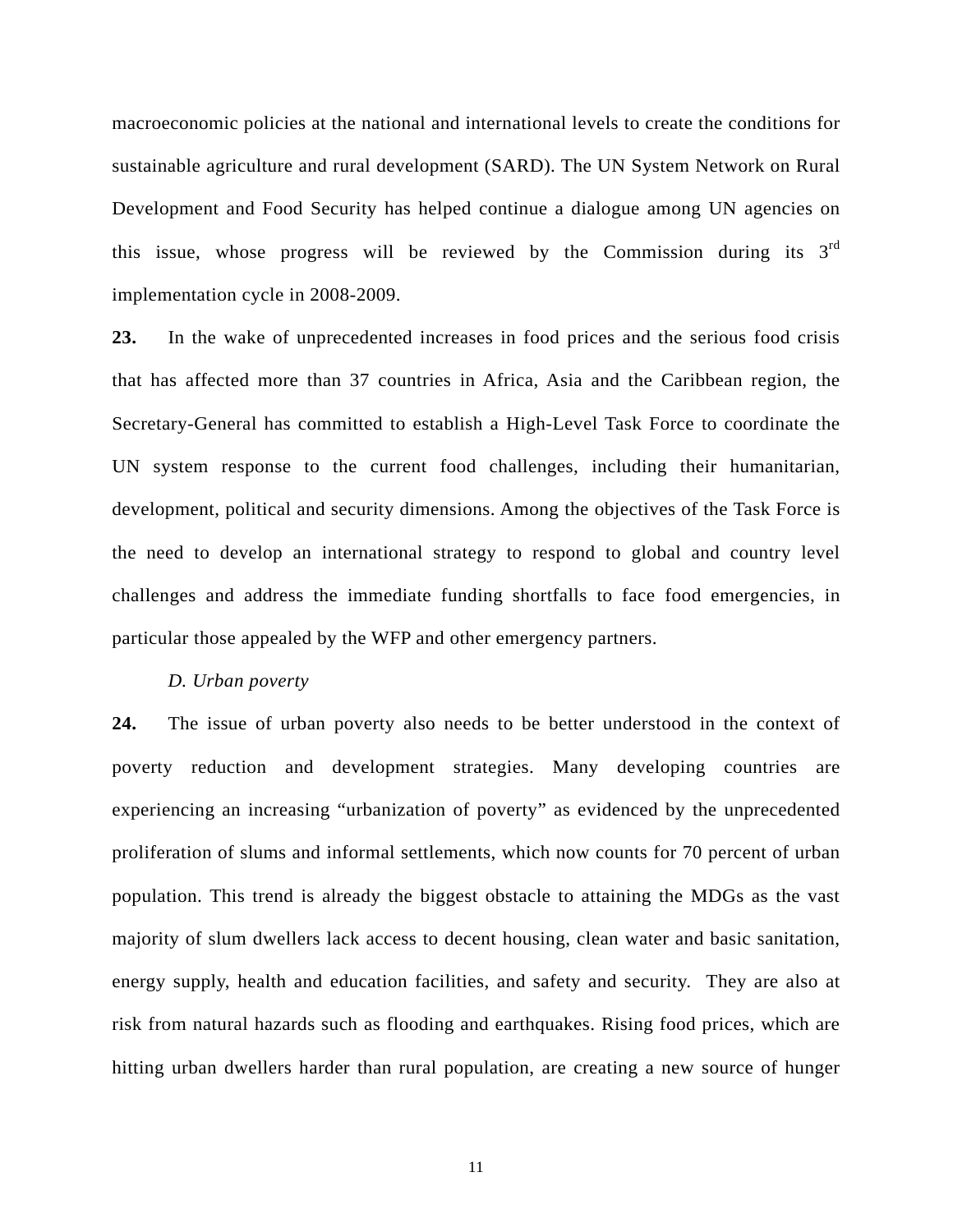macroeconomic policies at the national and international levels to create the conditions for sustainable agriculture and rural development (SARD). The UN System Network on Rural Development and Food Security has helped continue a dialogue among UN agencies on this issue, whose progress will be reviewed by the Commission during its 3rd implementation cycle in 2008-2009.

**23.** In the wake of unprecedented increases in food prices and the serious food crisis that has affected more than 37 countries in Africa, Asia and the Caribbean region, the Secretary-General has committed to establish a High-Level Task Force to coordinate the UN system response to the current food challenges, including their humanitarian, development, political and security dimensions. Among the objectives of the Task Force is the need to develop an international strategy to respond to global and country level challenges and address the immediate funding shortfalls to face food emergencies, in particular those appealed by the WFP and other emergency partners.

*D. Urban poverty*

**24.** The issue of urban poverty also needs to be better understood in the context of poverty reduction and development strategies. Many developing countries are experiencing an increasing "urbanization of poverty" as evidenced by the unprecedented proliferation of slums and informal settlements, which now counts for 70 percent of urban population. This trend is already the biggest obstacle to attaining the MDGs as the vast majority of slum dwellers lack access to decent housing, clean water and basic sanitation, energy supply, health and education facilities, and safety and security. They are also at risk from natural hazards such as flooding and earthquakes. Rising food prices, which are hitting urban dwellers harder than rural population, are creating a new source of hunger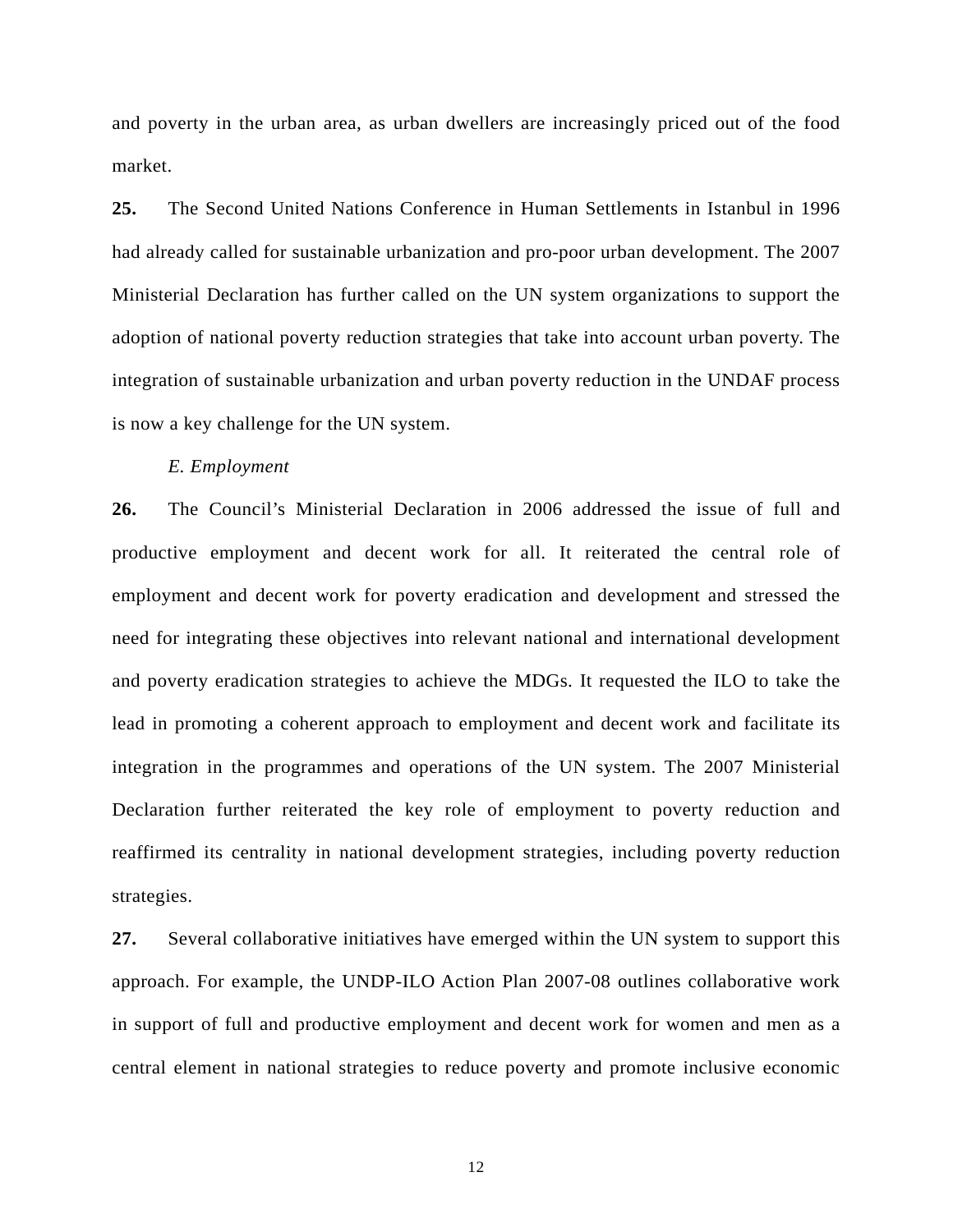and poverty in the urban area, as urban dwellers are increasingly priced out of the food market.

**25.** The Second United Nations Conference in Human Settlements in Istanbul in 1996 had already called for sustainable urbanization and pro-poor urban development. The 2007 Ministerial Declaration has further called on the UN system organizations to support the adoption of national poverty reduction strategies that take into account urban poverty. The integration of sustainable urbanization and urban poverty reduction in the UNDAF process is now a key challenge for the UN system.

*E. Employment*

**26.** The Council's Ministerial Declaration in 2006 addressed the issue of full and productive employment and decent work for all. It reiterated the central role of employment and decent work for poverty eradication and development and stressed the need for integrating these objectives into relevant national and international development and poverty eradication strategies to achieve the MDGs. It requested the ILO to take the lead in promoting a coherent approach to employment and decent work and facilitate its integration in the programmes and operations of the UN system. The 2007 Ministerial Declaration further reiterated the key role of employment to poverty reduction and reaffirmed its centrality in national development strategies, including poverty reduction strategies.

**27.** Several collaborative initiatives have emerged within the UN system to support this approach. For example, the UNDP-ILO Action Plan 2007-08 outlines collaborative work in support of full and productive employment and decent work for women and men as a central element in national strategies to reduce poverty and promote inclusive economic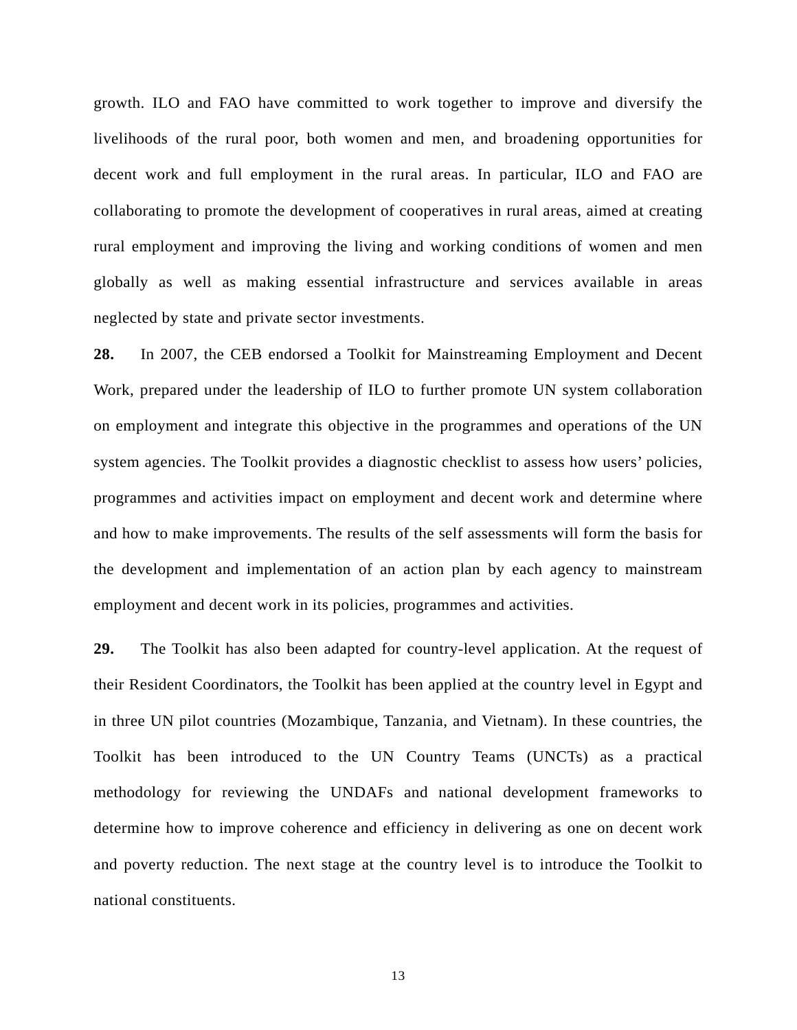growth. ILO and FAO have committed to work together to improve and diversify the livelihoods of the rural poor, both women and men, and broadening opportunities for decent work and full employment in the rural areas. In particular, ILO and FAO are collaborating to promote the development of cooperatives in rural areas, aimed at creating rural employment and improving the living and working conditions of women and men globally as well as making essential infrastructure and services available in areas neglected by state and private sector investments.

**28.** In 2007, the CEB endorsed a Toolkit for Mainstreaming Employment and Decent Work, prepared under the leadership of ILO to further promote UN system collaboration on employment and integrate this objective in the programmes and operations of the UN system agencies. The Toolkit provides a diagnostic checklist to assess how users' policies, programmes and activities impact on employment and decent work and determine where and how to make improvements. The results of the self assessments will form the basis for the development and implementation of an action plan by each agency to mainstream employment and decent work in its policies, programmes and activities.

**29.** The Toolkit has also been adapted for country-level application. At the request of their Resident Coordinators, the Toolkit has been applied at the country level in Egypt and in three UN pilot countries (Mozambique, Tanzania, and Vietnam). In these countries, the Toolkit has been introduced to the UN Country Teams (UNCTs) as a practical methodology for reviewing the UNDAFs and national development frameworks to determine how to improve coherence and efficiency in delivering as one on decent work and poverty reduction. The next stage at the country level is to introduce the Toolkit to national constituents.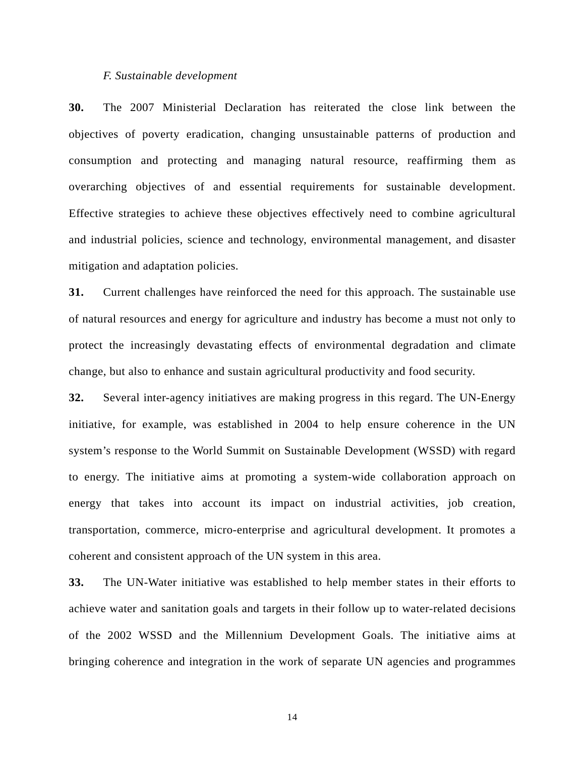*F. Sustainable development*

**30.** The 2007 Ministerial Declaration has reiterated the close link between the objectives of poverty eradication, changing unsustainable patterns of production and consumption and protecting and managing natural resource, reaffirming them as overarching objectives of and essential requirements for sustainable development. Effective strategies to achieve these objectives effectively need to combine agricultural and industrial policies, science and technology, environmental management, and disaster mitigation and adaptation policies.

**31.** Current challenges have reinforced the need for this approach. The sustainable use of natural resources and energy for agriculture and industry has become a must not only to protect the increasingly devastating effects of environmental degradation and climate change, but also to enhance and sustain agricultural productivity and food security.

**32.** Several inter-agency initiatives are making progress in this regard. The UN-Energy initiative, for example, was established in 2004 to help ensure coherence in the UN system's response to the World Summit on Sustainable Development (WSSD) with regard to energy. The initiative aims at promoting a system-wide collaboration approach on energy that takes into account its impact on industrial activities, job creation, transportation, commerce, micro-enterprise and agricultural development. It promotes a coherent and consistent approach of the UN system in this area.

**33.** The UN-Water initiative was established to help member states in their efforts to achieve water and sanitation goals and targets in their follow up to water-related decisions of the 2002 WSSD and the Millennium Development Goals. The initiative aims at bringing coherence and integration in the work of separate UN agencies and programmes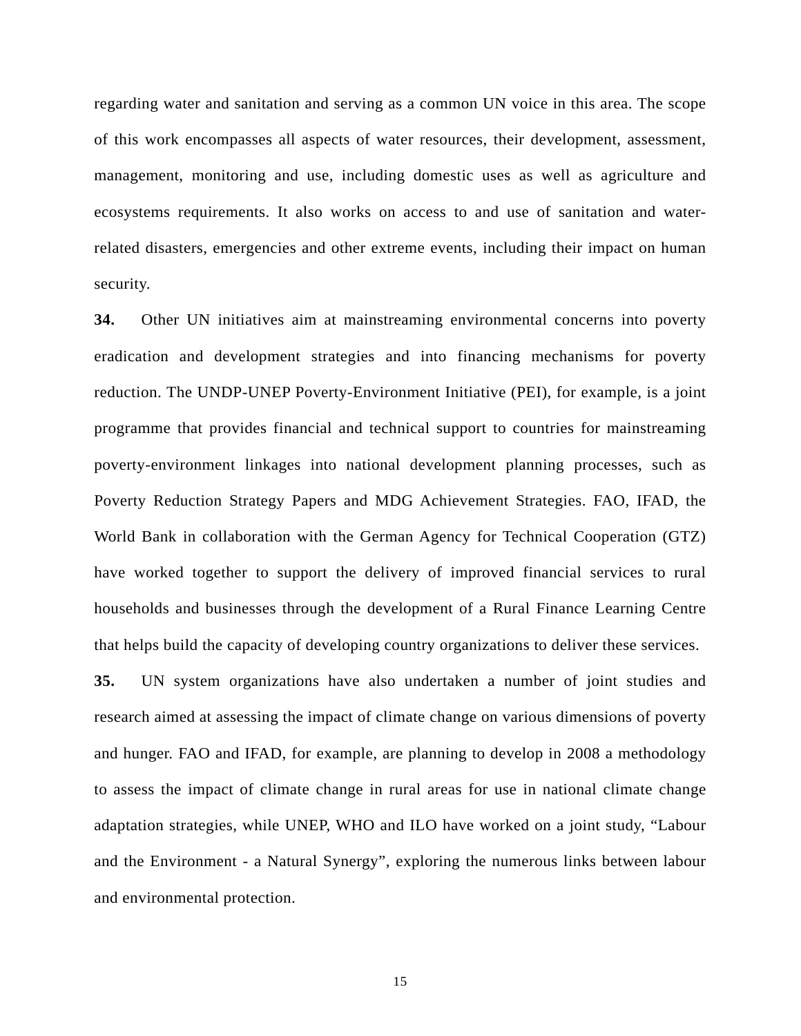regarding water and sanitation and serving as a common UN voice in this area. The scope of this work encompasses all aspects of water resources, their development, assessment, management, monitoring and use, including domestic uses as well as agriculture and ecosystems requirements. It also works on access to and use of sanitation and water-related disasters, emergencies and other extreme events, including their impact on human security.

**34.** Other UN initiatives aim at mainstreaming environmental concerns into poverty eradication and development strategies and into financing mechanisms for poverty reduction. The UNDP-UNEP Poverty-Environment Initiative (PEI), for example, is a joint programme that provides financial and technical support to countries for mainstreaming poverty-environment linkages into national development planning processes, such as Poverty Reduction Strategy Papers and MDG Achievement Strategies. FAO, IFAD, the World Bank in collaboration with the German Agency for Technical Cooperation (GTZ) have worked together to support the delivery of improved financial services to rural households and businesses through the development of a Rural Finance Learning Centre that helps build the capacity of developing country organizations to deliver these services.

**35.** UN system organizations have also undertaken a number of joint studies and research aimed at assessing the impact of climate change on various dimensions of poverty and hunger. FAO and IFAD, for example, are planning to develop in 2008 a methodology to assess the impact of climate change in rural areas for use in national climate change adaptation strategies, while UNEP, WHO and ILO have worked on a joint study, “Labour and the Environment - a Natural Synergy”, exploring the numerous links between labour and environmental protection.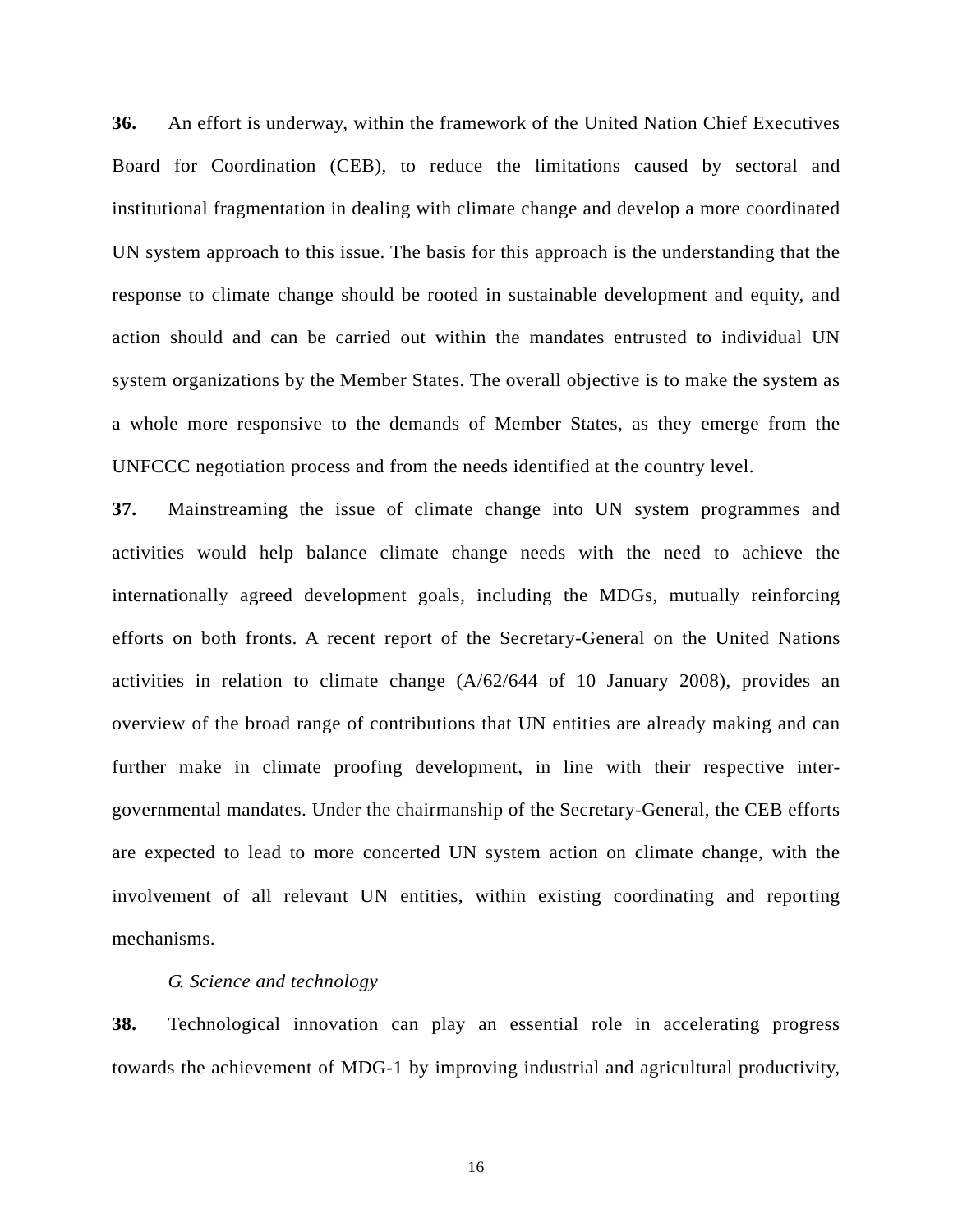**36.** An effort is underway, within the framework of the United Nation Chief Executives Board for Coordination (CEB), to reduce the limitations caused by sectoral and institutional fragmentation in dealing with climate change and develop a more coordinated UN system approach to this issue. The basis for this approach is the understanding that the response to climate change should be rooted in sustainable development and equity, and action should and can be carried out within the mandates entrusted to individual UN system organizations by the Member States. The overall objective is to make the system as a whole more responsive to the demands of Member States, as they emerge from the UNFCCC negotiation process and from the needs identified at the country level.

**37.** Mainstreaming the issue of climate change into UN system programmes and activities would help balance climate change needs with the need to achieve the internationally agreed development goals, including the MDGs, mutually reinforcing efforts on both fronts. A recent report of the Secretary-General on the United Nations activities in relation to climate change (A/62/644 of 10 January 2008), provides an overview of the broad range of contributions that UN entities are already making and can further make in climate proofing development, in line with their respective inter-governmental mandates. Under the chairmanship of the Secretary-General, the CEB efforts are expected to lead to more concerted UN system action on climate change, with the involvement of all relevant UN entities, within existing coordinating and reporting mechanisms.

*G. Science and technology*

**38.** Technological innovation can play an essential role in accelerating progress towards the achievement of MDG-1 by improving industrial and agricultural productivity,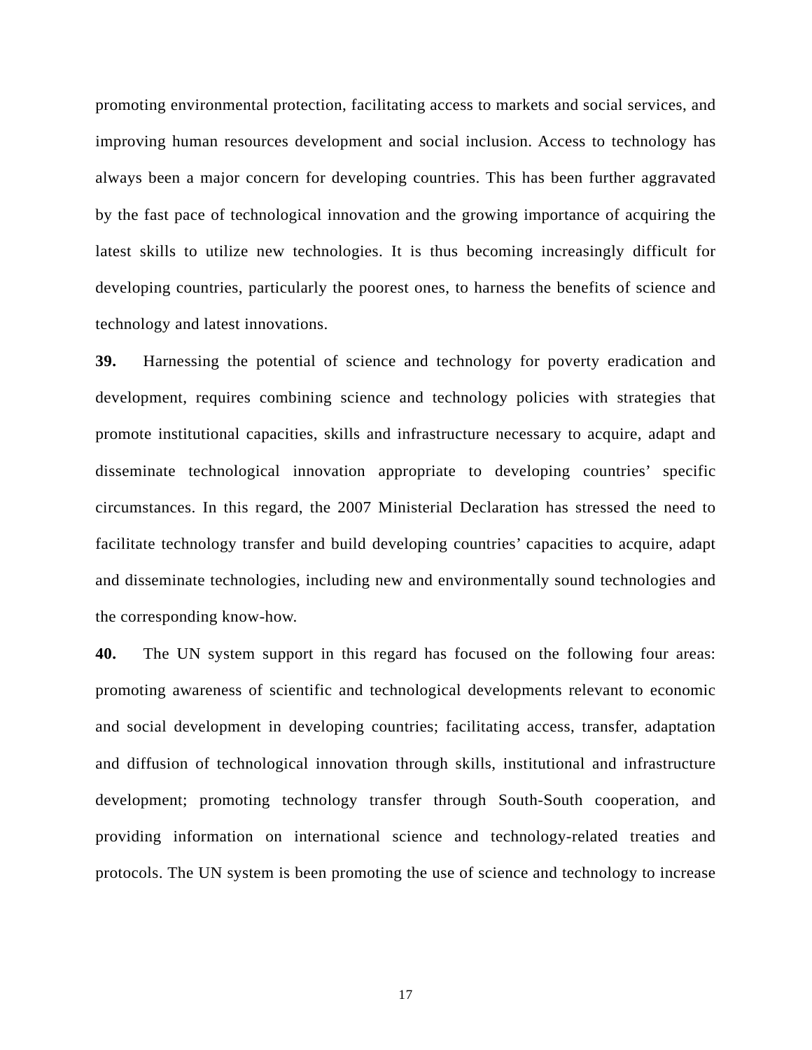promoting environmental protection, facilitating access to markets and social services, and improving human resources development and social inclusion. Access to technology has always been a major concern for developing countries. This has been further aggravated by the fast pace of technological innovation and the growing importance of acquiring the latest skills to utilize new technologies. It is thus becoming increasingly difficult for developing countries, particularly the poorest ones, to harness the benefits of science and technology and latest innovations.

**39.** Harnessing the potential of science and technology for poverty eradication and development, requires combining science and technology policies with strategies that promote institutional capacities, skills and infrastructure necessary to acquire, adapt and disseminate technological innovation appropriate to developing countries' specific circumstances. In this regard, the 2007 Ministerial Declaration has stressed the need to facilitate technology transfer and build developing countries' capacities to acquire, adapt and disseminate technologies, including new and environmentally sound technologies and the corresponding know-how.

**40.** The UN system support in this regard has focused on the following four areas: promoting awareness of scientific and technological developments relevant to economic and social development in developing countries; facilitating access, transfer, adaptation and diffusion of technological innovation through skills, institutional and infrastructure development; promoting technology transfer through South-South cooperation, and providing information on international science and technology-related treaties and protocols. The UN system is been promoting the use of science and technology to increase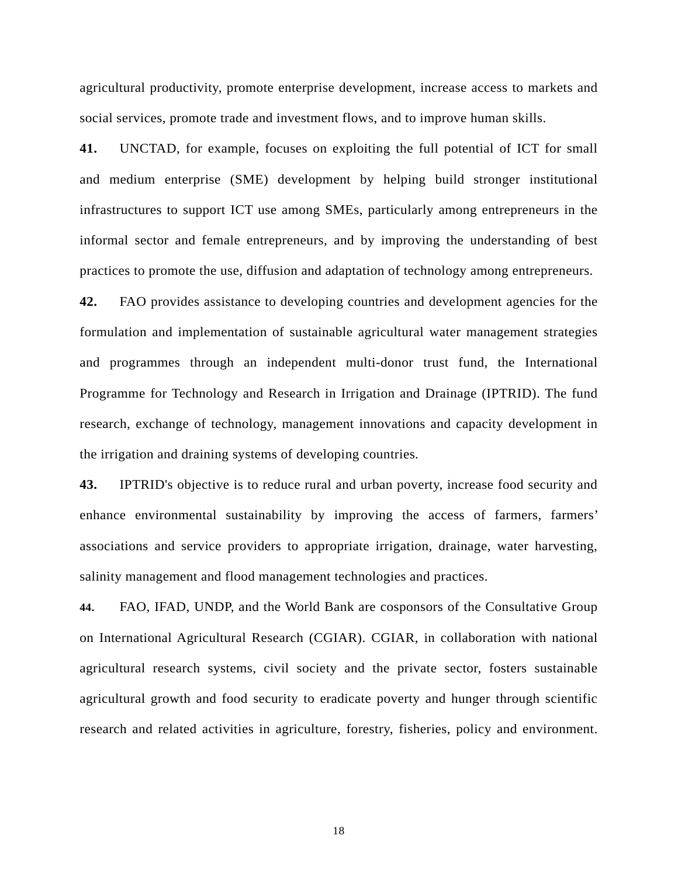agricultural productivity, promote enterprise development, increase access to markets and social services, promote trade and investment flows, and to improve human skills.

**41.** UNCTAD, for example, focuses on exploiting the full potential of ICT for small and medium enterprise (SME) development by helping build stronger institutional infrastructures to support ICT use among SMEs, particularly among entrepreneurs in the informal sector and female entrepreneurs, and by improving the understanding of best practices to promote the use, diffusion and adaptation of technology among entrepreneurs.

**42.** FAO provides assistance to developing countries and development agencies for the formulation and implementation of sustainable agricultural water management strategies and programmes through an independent multi-donor trust fund, the International Programme for Technology and Research in Irrigation and Drainage (IPTRID). The fund research, exchange of technology, management innovations and capacity development in the irrigation and draining systems of developing countries.

**43.** IPTRID's objective is to reduce rural and urban poverty, increase food security and enhance environmental sustainability by improving the access of farmers, farmers' associations and service providers to appropriate irrigation, drainage, water harvesting, salinity management and flood management technologies and practices.

**44.** FAO, IFAD, UNDP, and the World Bank are cosponsors of the Consultative Group on International Agricultural Research (CGIAR). CGIAR, in collaboration with national agricultural research systems, civil society and the private sector, fosters sustainable agricultural growth and food security to eradicate poverty and hunger through scientific research and related activities in agriculture, forestry, fisheries, policy and environment.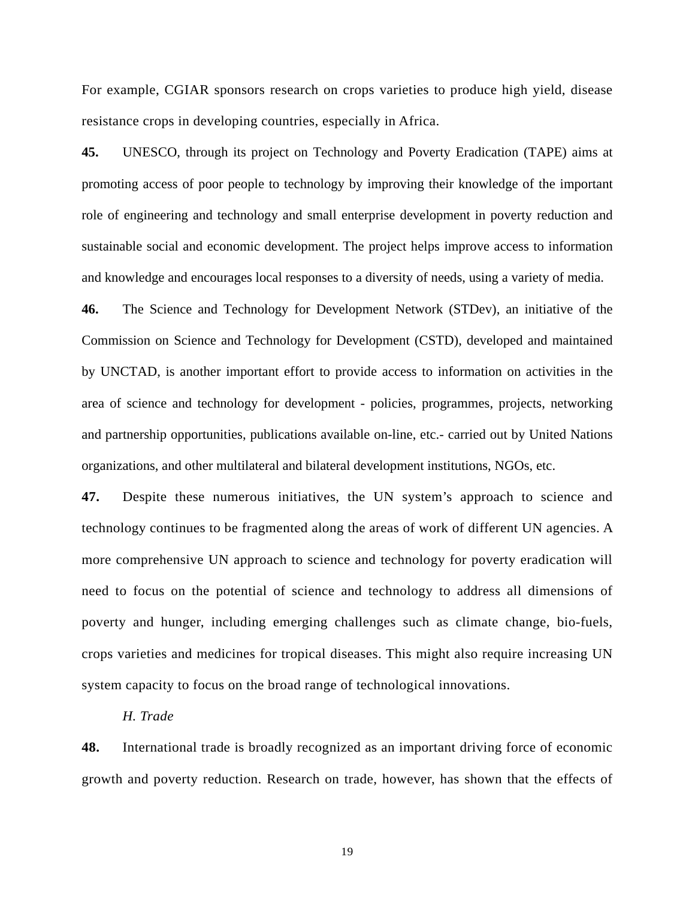For example, CGIAR sponsors research on crops varieties to produce high yield, disease resistance crops in developing countries, especially in Africa.

**45.** UNESCO, through its project on Technology and Poverty Eradication (TAPE) aims at promoting access of poor people to technology by improving their knowledge of the important role of engineering and technology and small enterprise development in poverty reduction and sustainable social and economic development. The project helps improve access to information and knowledge and encourages local responses to a diversity of needs, using a variety of media.

**46.** The Science and Technology for Development Network (STDev), an initiative of the Commission on Science and Technology for Development (CSTD), developed and maintained by UNCTAD, is another important effort to provide access to information on activities in the area of science and technology for development - policies, programmes, projects, networking and partnership opportunities, publications available on-line, etc.- carried out by United Nations organizations, and other multilateral and bilateral development institutions, NGOs, etc.

**47.** Despite these numerous initiatives, the UN system's approach to science and technology continues to be fragmented along the areas of work of different UN agencies. A more comprehensive UN approach to science and technology for poverty eradication will need to focus on the potential of science and technology to address all dimensions of poverty and hunger, including emerging challenges such as climate change, bio-fuels, crops varieties and medicines for tropical diseases. This might also require increasing UN system capacity to focus on the broad range of technological innovations.

*H. Trade*

**48.** International trade is broadly recognized as an important driving force of economic growth and poverty reduction. Research on trade, however, has shown that the effects of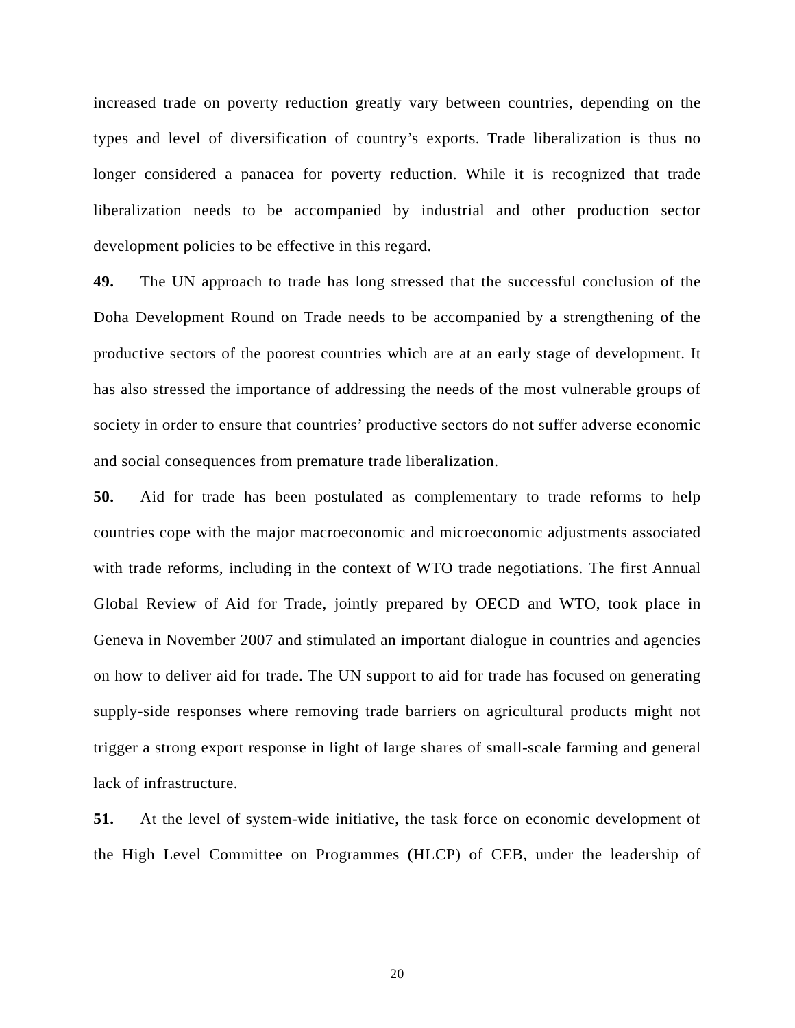increased trade on poverty reduction greatly vary between countries, depending on the types and level of diversification of country's exports. Trade liberalization is thus no longer considered a panacea for poverty reduction. While it is recognized that trade liberalization needs to be accompanied by industrial and other production sector development policies to be effective in this regard.

**49.** The UN approach to trade has long stressed that the successful conclusion of the Doha Development Round on Trade needs to be accompanied by a strengthening of the productive sectors of the poorest countries which are at an early stage of development. It has also stressed the importance of addressing the needs of the most vulnerable groups of society in order to ensure that countries' productive sectors do not suffer adverse economic and social consequences from premature trade liberalization.

**50.** Aid for trade has been postulated as complementary to trade reforms to help countries cope with the major macroeconomic and microeconomic adjustments associated with trade reforms, including in the context of WTO trade negotiations. The first Annual Global Review of Aid for Trade, jointly prepared by OECD and WTO, took place in Geneva in November 2007 and stimulated an important dialogue in countries and agencies on how to deliver aid for trade. The UN support to aid for trade has focused on generating supply-side responses where removing trade barriers on agricultural products might not trigger a strong export response in light of large shares of small-scale farming and general lack of infrastructure.

**51.** At the level of system-wide initiative, the task force on economic development of the High Level Committee on Programmes (HLCP) of CEB, under the leadership of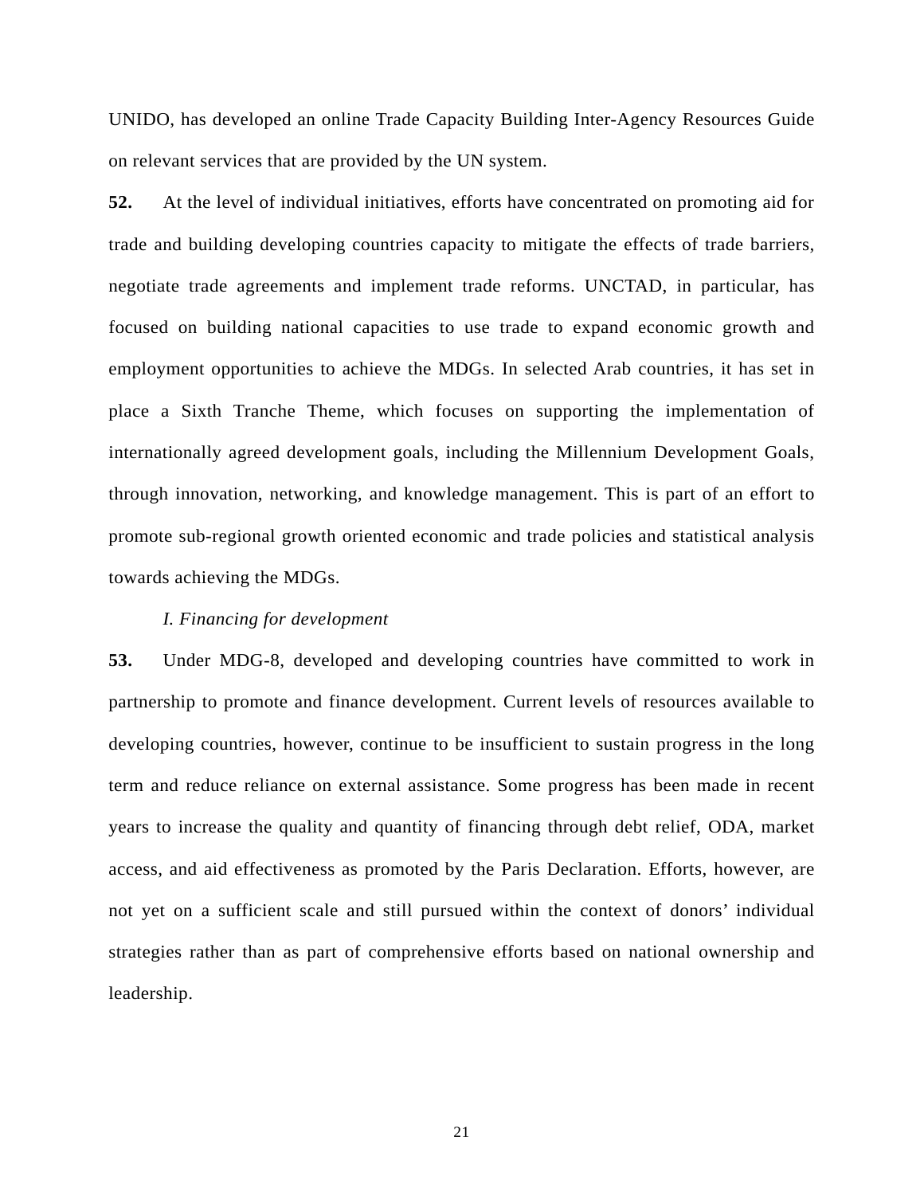UNIDO, has developed an online Trade Capacity Building Inter-Agency Resources Guide on relevant services that are provided by the UN system.

**52.** At the level of individual initiatives, efforts have concentrated on promoting aid for trade and building developing countries capacity to mitigate the effects of trade barriers, negotiate trade agreements and implement trade reforms. UNCTAD, in particular, has focused on building national capacities to use trade to expand economic growth and employment opportunities to achieve the MDGs. In selected Arab countries, it has set in place a Sixth Tranche Theme, which focuses on supporting the implementation of internationally agreed development goals, including the Millennium Development Goals, through innovation, networking, and knowledge management. This is part of an effort to promote sub-regional growth oriented economic and trade policies and statistical analysis towards achieving the MDGs.

*I. Financing for development*

**53.** Under MDG-8, developed and developing countries have committed to work in partnership to promote and finance development. Current levels of resources available to developing countries, however, continue to be insufficient to sustain progress in the long term and reduce reliance on external assistance. Some progress has been made in recent years to increase the quality and quantity of financing through debt relief, ODA, market access, and aid effectiveness as promoted by the Paris Declaration. Efforts, however, are not yet on a sufficient scale and still pursued within the context of donors' individual strategies rather than as part of comprehensive efforts based on national ownership and leadership.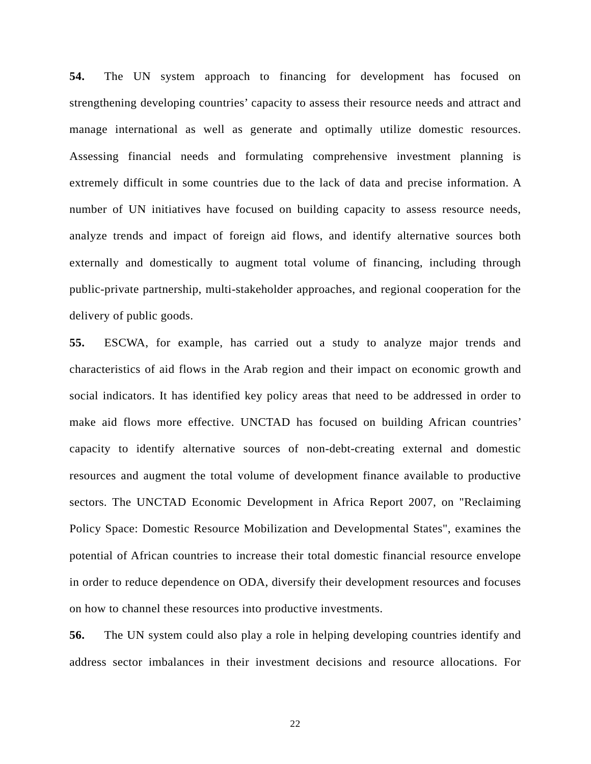**54.** The UN system approach to financing for development has focused on strengthening developing countries’ capacity to assess their resource needs and attract and manage international as well as generate and optimally utilize domestic resources. Assessing financial needs and formulating comprehensive investment planning is extremely difficult in some countries due to the lack of data and precise information. A number of UN initiatives have focused on building capacity to assess resource needs, analyze trends and impact of foreign aid flows, and identify alternative sources both externally and domestically to augment total volume of financing, including through public-private partnership, multi-stakeholder approaches, and regional cooperation for the delivery of public goods.

**55.** ESCWA, for example, has carried out a study to analyze major trends and characteristics of aid flows in the Arab region and their impact on economic growth and social indicators. It has identified key policy areas that need to be addressed in order to make aid flows more effective. UNCTAD has focused on building African countries’ capacity to identify alternative sources of non-debt-creating external and domestic resources and augment the total volume of development finance available to productive sectors. The UNCTAD Economic Development in Africa Report 2007, on "Reclaiming Policy Space: Domestic Resource Mobilization and Developmental States", examines the potential of African countries to increase their total domestic financial resource envelope in order to reduce dependence on ODA, diversify their development resources and focuses on how to channel these resources into productive investments.

**56.** The UN system could also play a role in helping developing countries identify and address sector imbalances in their investment decisions and resource allocations. For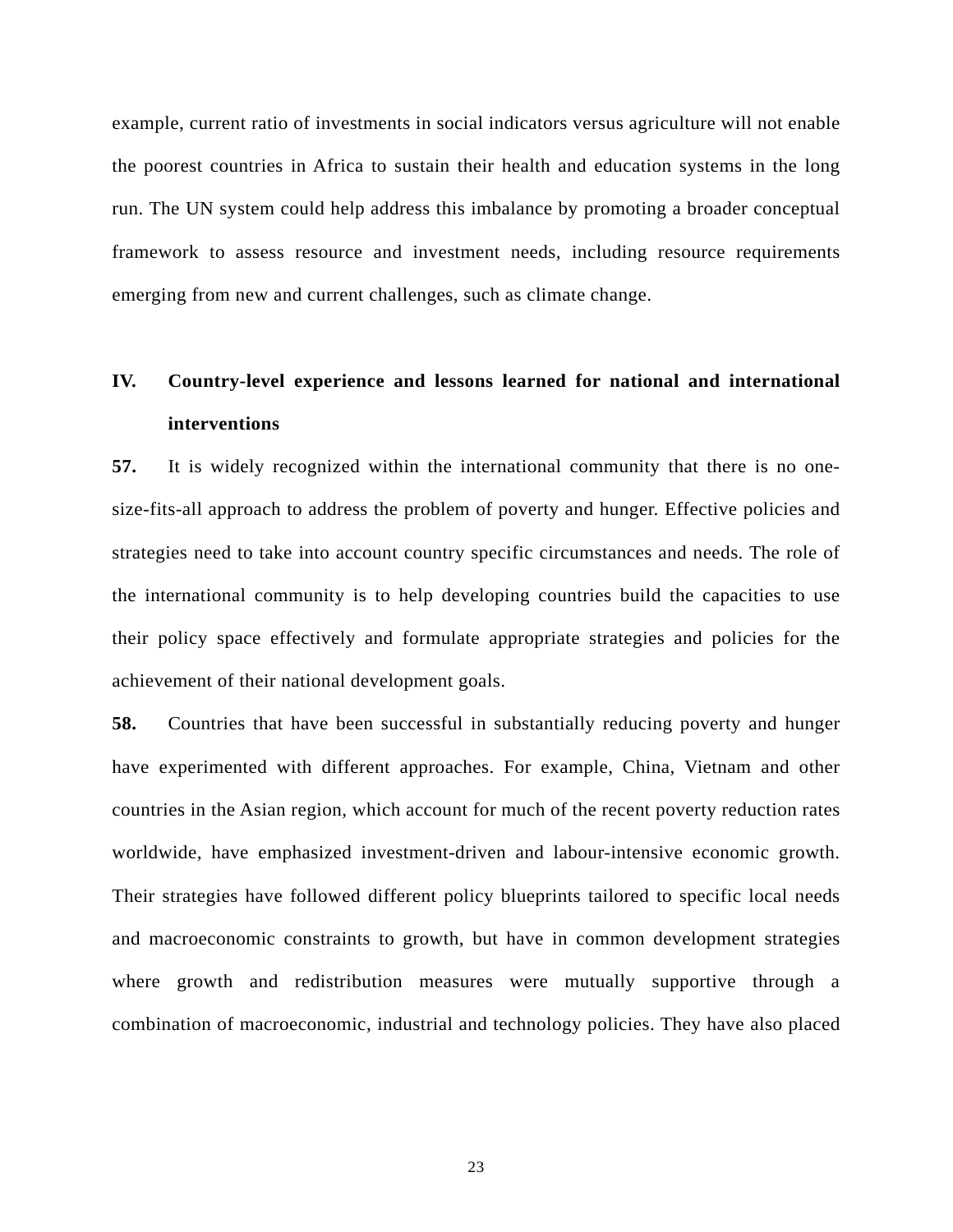example, current ratio of investments in social indicators versus agriculture will not enable the poorest countries in Africa to sustain their health and education systems in the long run. The UN system could help address this imbalance by promoting a broader conceptual framework to assess resource and investment needs, including resource requirements emerging from new and current challenges, such as climate change.

## IV. Country-level experience and lessons learned for national and international interventions

**57.** It is widely recognized within the international community that there is no one-size-fits-all approach to address the problem of poverty and hunger. Effective policies and strategies need to take into account country specific circumstances and needs. The role of the international community is to help developing countries build the capacities to use their policy space effectively and formulate appropriate strategies and policies for the achievement of their national development goals.

**58.** Countries that have been successful in substantially reducing poverty and hunger have experimented with different approaches. For example, China, Vietnam and other countries in the Asian region, which account for much of the recent poverty reduction rates worldwide, have emphasized investment-driven and labour-intensive economic growth. Their strategies have followed different policy blueprints tailored to specific local needs and macroeconomic constraints to growth, but have in common development strategies where growth and redistribution measures were mutually supportive through a combination of macroeconomic, industrial and technology policies. They have also placed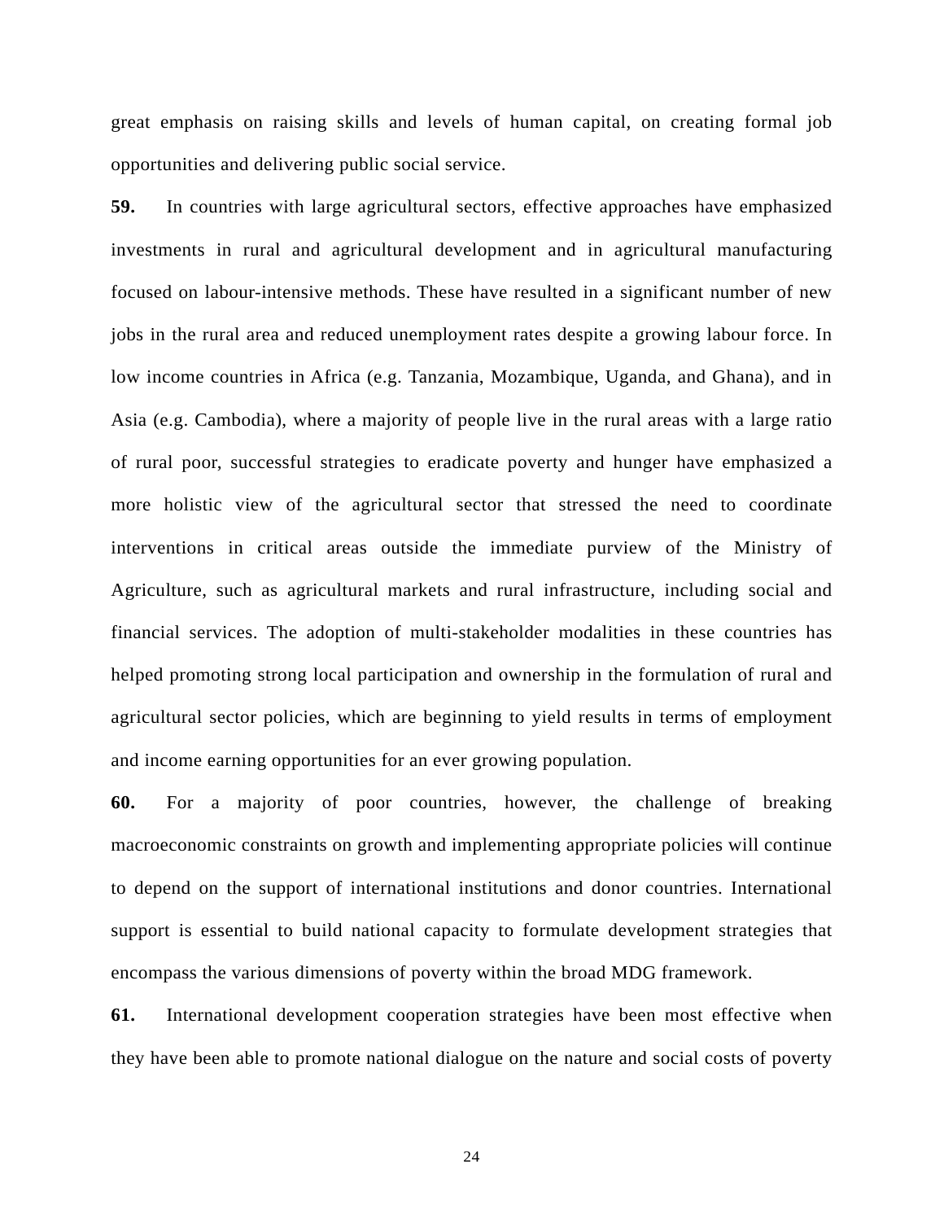great emphasis on raising skills and levels of human capital, on creating formal job opportunities and delivering public social service.

**59.** In countries with large agricultural sectors, effective approaches have emphasized investments in rural and agricultural development and in agricultural manufacturing focused on labour-intensive methods. These have resulted in a significant number of new jobs in the rural area and reduced unemployment rates despite a growing labour force. In low income countries in Africa (e.g. Tanzania, Mozambique, Uganda, and Ghana), and in Asia (e.g. Cambodia), where a majority of people live in the rural areas with a large ratio of rural poor, successful strategies to eradicate poverty and hunger have emphasized a more holistic view of the agricultural sector that stressed the need to coordinate interventions in critical areas outside the immediate purview of the Ministry of Agriculture, such as agricultural markets and rural infrastructure, including social and financial services. The adoption of multi-stakeholder modalities in these countries has helped promoting strong local participation and ownership in the formulation of rural and agricultural sector policies, which are beginning to yield results in terms of employment and income earning opportunities for an ever growing population.

**60.** For a majority of poor countries, however, the challenge of breaking macroeconomic constraints on growth and implementing appropriate policies will continue to depend on the support of international institutions and donor countries. International support is essential to build national capacity to formulate development strategies that encompass the various dimensions of poverty within the broad MDG framework.

**61.** International development cooperation strategies have been most effective when they have been able to promote national dialogue on the nature and social costs of poverty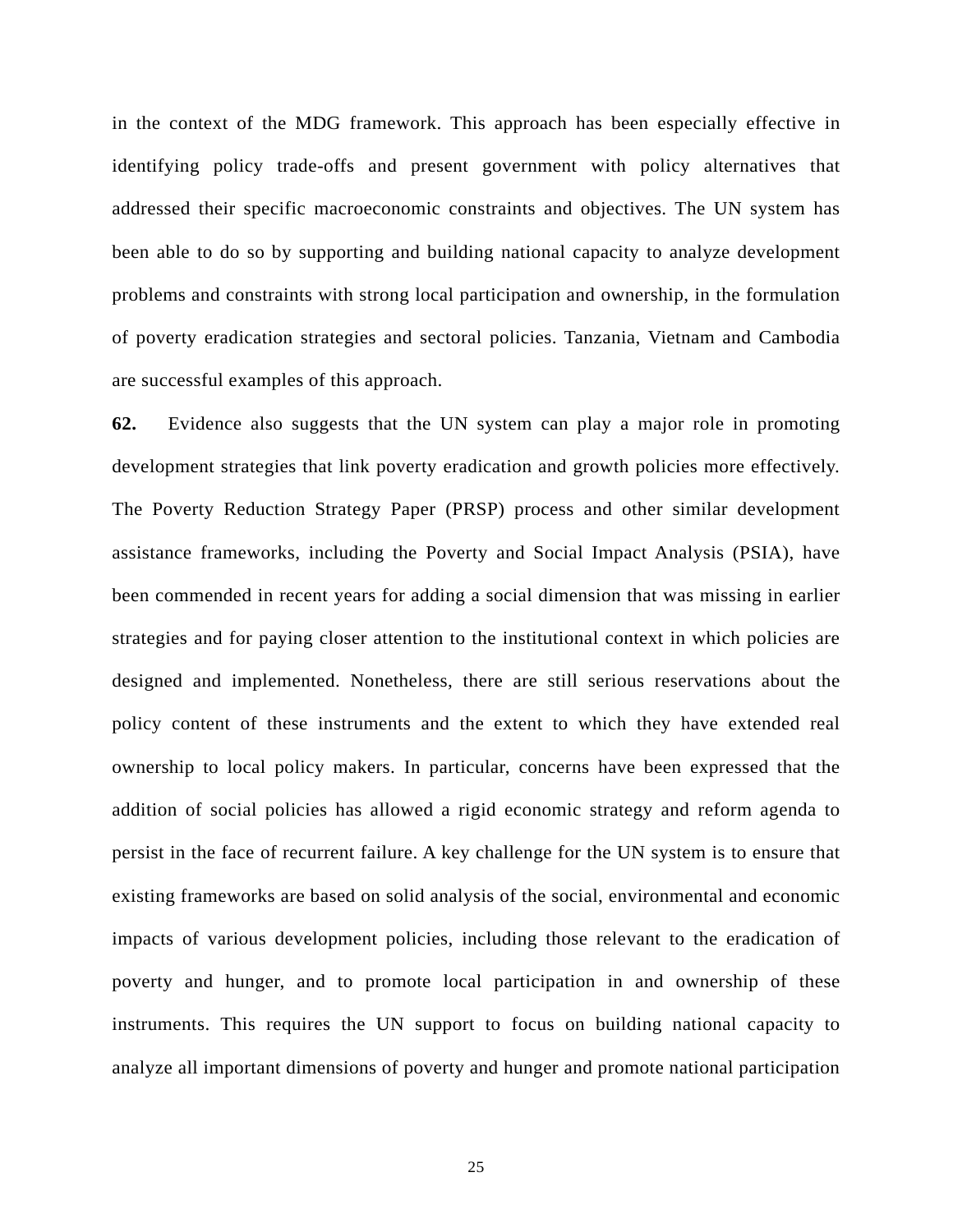in the context of the MDG framework. This approach has been especially effective in identifying policy trade-offs and present government with policy alternatives that addressed their specific macroeconomic constraints and objectives. The UN system has been able to do so by supporting and building national capacity to analyze development problems and constraints with strong local participation and ownership, in the formulation of poverty eradication strategies and sectoral policies. Tanzania, Vietnam and Cambodia are successful examples of this approach.

**62.** Evidence also suggests that the UN system can play a major role in promoting development strategies that link poverty eradication and growth policies more effectively. The Poverty Reduction Strategy Paper (PRSP) process and other similar development assistance frameworks, including the Poverty and Social Impact Analysis (PSIA), have been commended in recent years for adding a social dimension that was missing in earlier strategies and for paying closer attention to the institutional context in which policies are designed and implemented. Nonetheless, there are still serious reservations about the policy content of these instruments and the extent to which they have extended real ownership to local policy makers. In particular, concerns have been expressed that the addition of social policies has allowed a rigid economic strategy and reform agenda to persist in the face of recurrent failure. A key challenge for the UN system is to ensure that existing frameworks are based on solid analysis of the social, environmental and economic impacts of various development policies, including those relevant to the eradication of poverty and hunger, and to promote local participation in and ownership of these instruments. This requires the UN support to focus on building national capacity to analyze all important dimensions of poverty and hunger and promote national participation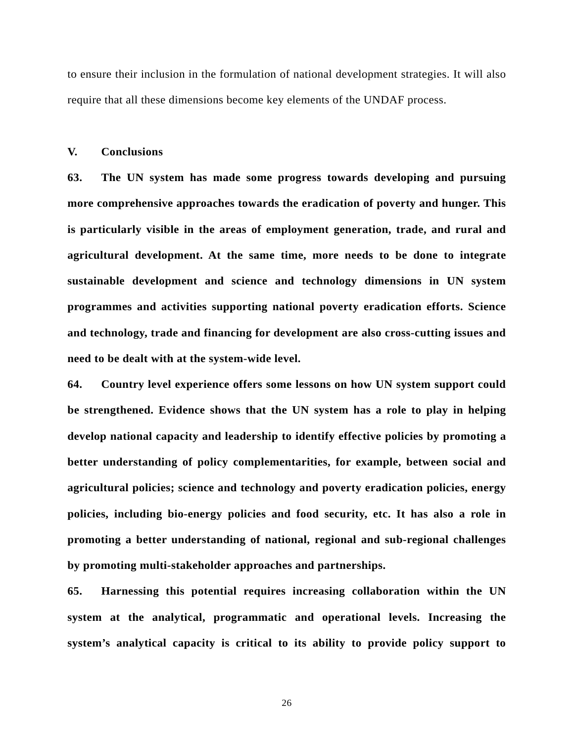to ensure their inclusion in the formulation of national development strategies. It will also require that all these dimensions become key elements of the UNDAF process.

## V. Conclusions

**63. The UN system has made some progress towards developing and pursuing more comprehensive approaches towards the eradication of poverty and hunger. This is particularly visible in the areas of employment generation, trade, and rural and agricultural development. At the same time, more needs to be done to integrate sustainable development and science and technology dimensions in UN system programmes and activities supporting national poverty eradication efforts. Science and technology, trade and financing for development are also cross-cutting issues and need to be dealt with at the system-wide level.**

**64. Country level experience offers some lessons on how UN system support could be strengthened. Evidence shows that the UN system has a role to play in helping develop national capacity and leadership to identify effective policies by promoting a better understanding of policy complementarities, for example, between social and agricultural policies; science and technology and poverty eradication policies, energy policies, including bio-energy policies and food security, etc. It has also a role in promoting a better understanding of national, regional and sub-regional challenges by promoting multi-stakeholder approaches and partnerships.**

**65. Harnessing this potential requires increasing collaboration within the UN system at the analytical, programmatic and operational levels. Increasing the system's analytical capacity is critical to its ability to provide policy support to**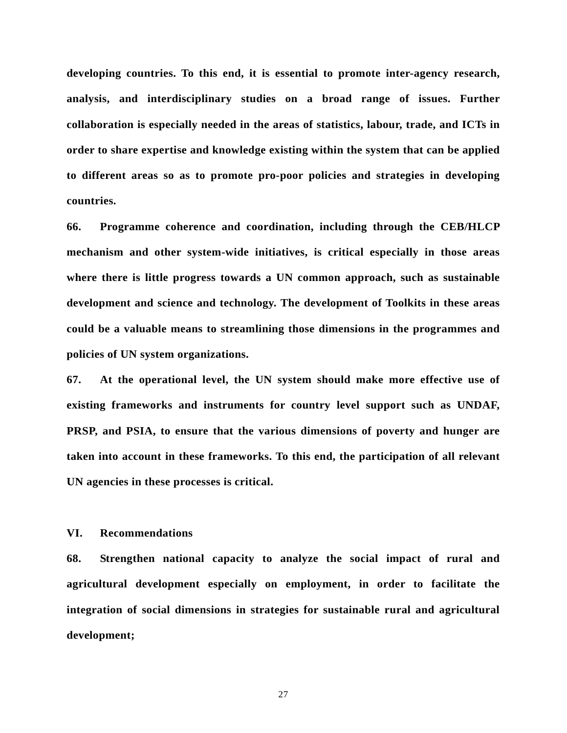**developing countries. To this end, it is essential to promote inter-agency research, analysis, and interdisciplinary studies on a broad range of issues. Further collaboration is especially needed in the areas of statistics, labour, trade, and ICTs in order to share expertise and knowledge existing within the system that can be applied to different areas so as to promote pro-poor policies and strategies in developing countries.**

**66. Programme coherence and coordination, including through the CEB/HLCP mechanism and other system-wide initiatives, is critical especially in those areas where there is little progress towards a UN common approach, such as sustainable development and science and technology. The development of Toolkits in these areas could be a valuable means to streamlining those dimensions in the programmes and policies of UN system organizations.**

**67. At the operational level, the UN system should make more effective use of existing frameworks and instruments for country level support such as UNDAF, PRSP, and PSIA, to ensure that the various dimensions of poverty and hunger are taken into account in these frameworks. To this end, the participation of all relevant UN agencies in these processes is critical.**

## VI. Recommendations

**68. Strengthen national capacity to analyze the social impact of rural and agricultural development especially on employment, in order to facilitate the integration of social dimensions in strategies for sustainable rural and agricultural development;**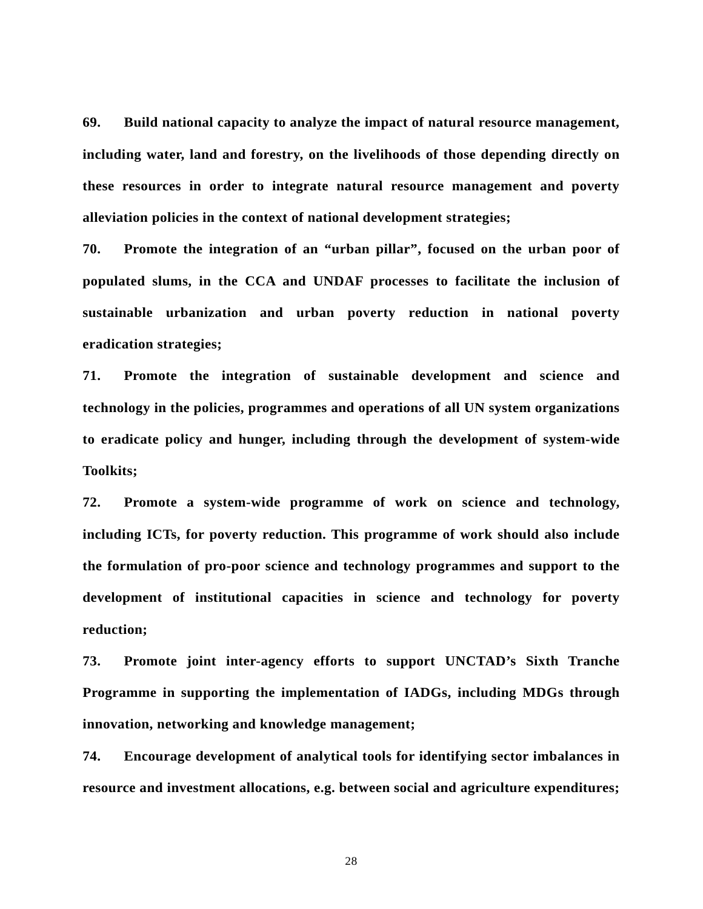**69. Build national capacity to analyze the impact of natural resource management, including water, land and forestry, on the livelihoods of those depending directly on these resources in order to integrate natural resource management and poverty alleviation policies in the context of national development strategies;**

**70. Promote the integration of an "urban pillar", focused on the urban poor of populated slums, in the CCA and UNDAF processes to facilitate the inclusion of sustainable urbanization and urban poverty reduction in national poverty eradication strategies;**

**71. Promote the integration of sustainable development and science and technology in the policies, programmes and operations of all UN system organizations to eradicate policy and hunger, including through the development of system-wide Toolkits;**

**72. Promote a system-wide programme of work on science and technology, including ICTs, for poverty reduction. This programme of work should also include the formulation of pro-poor science and technology programmes and support to the development of institutional capacities in science and technology for poverty reduction;**

**73. Promote joint inter-agency efforts to support UNCTAD's Sixth Tranche Programme in supporting the implementation of IADGs, including MDGs through innovation, networking and knowledge management;**

**74. Encourage development of analytical tools for identifying sector imbalances in resource and investment allocations, e.g. between social and agriculture expenditures;**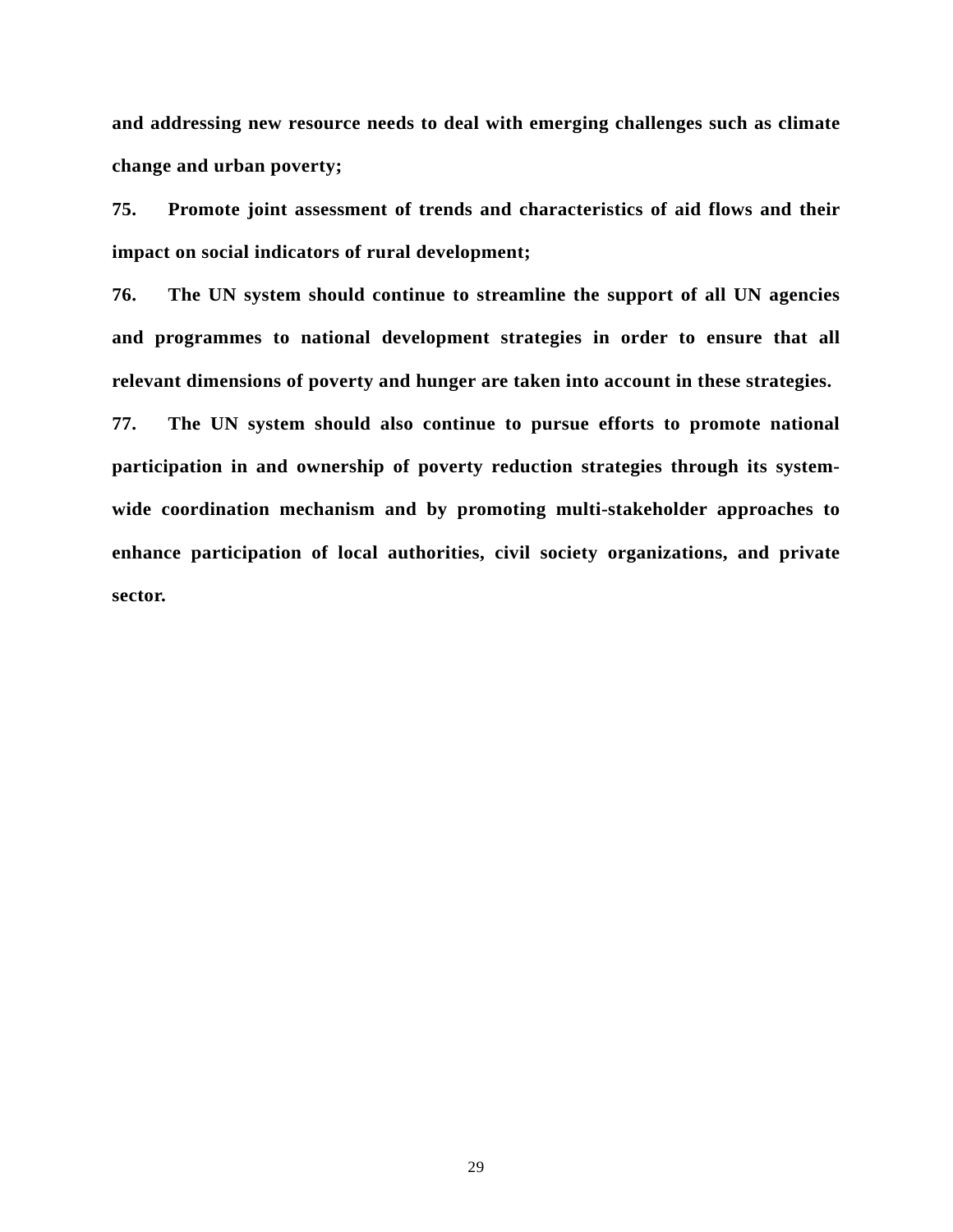**and addressing new resource needs to deal with emerging challenges such as climate change and urban poverty;**

**75. Promote joint assessment of trends and characteristics of aid flows and their impact on social indicators of rural development;**

**76. The UN system should continue to streamline the support of all UN agencies and programmes to national development strategies in order to ensure that all relevant dimensions of poverty and hunger are taken into account in these strategies.**

**77. The UN system should also continue to pursue efforts to promote national participation in and ownership of poverty reduction strategies through its system-wide coordination mechanism and by promoting multi-stakeholder approaches to enhance participation of local authorities, civil society organizations, and private sector.**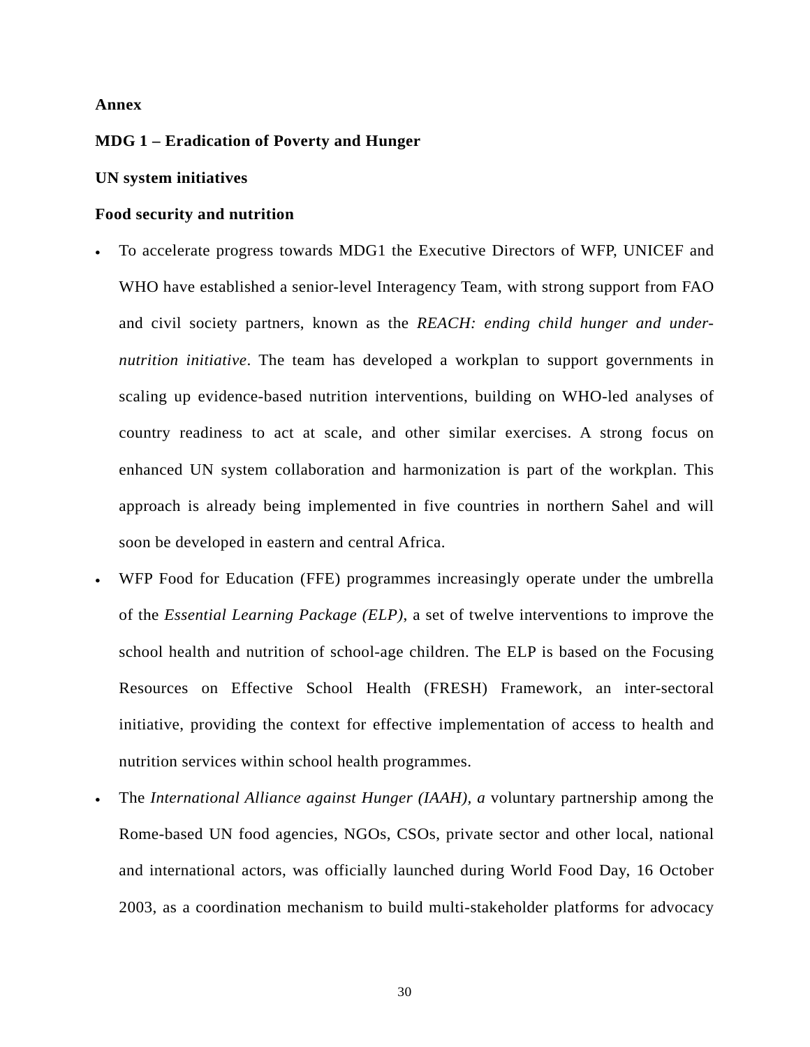**Annex**

**MDG 1 – Eradication of Poverty and Hunger**

**UN system initiatives**

**Food security and nutrition**

- To accelerate progress towards MDG1 the Executive Directors of WFP, UNICEF and WHO have established a senior-level Interagency Team, with strong support from FAO and civil society partners, known as the *REACH: ending child hunger and under-nutrition initiative*. The team has developed a workplan to support governments in scaling up evidence-based nutrition interventions, building on WHO-led analyses of country readiness to act at scale, and other similar exercises. A strong focus on enhanced UN system collaboration and harmonization is part of the workplan. This approach is already being implemented in five countries in northern Sahel and will soon be developed in eastern and central Africa.
- WFP Food for Education (FFE) programmes increasingly operate under the umbrella of the *Essential Learning Package (ELP)*, a set of twelve interventions to improve the school health and nutrition of school-age children. The ELP is based on the Focusing Resources on Effective School Health (FRESH) Framework, an inter-sectoral initiative, providing the context for effective implementation of access to health and nutrition services within school health programmes.
- The *International Alliance against Hunger (IAAH), a* voluntary partnership among the Rome-based UN food agencies, NGOs, CSOs, private sector and other local, national and international actors, was officially launched during World Food Day, 16 October 2003, as a coordination mechanism to build multi-stakeholder platforms for advocacy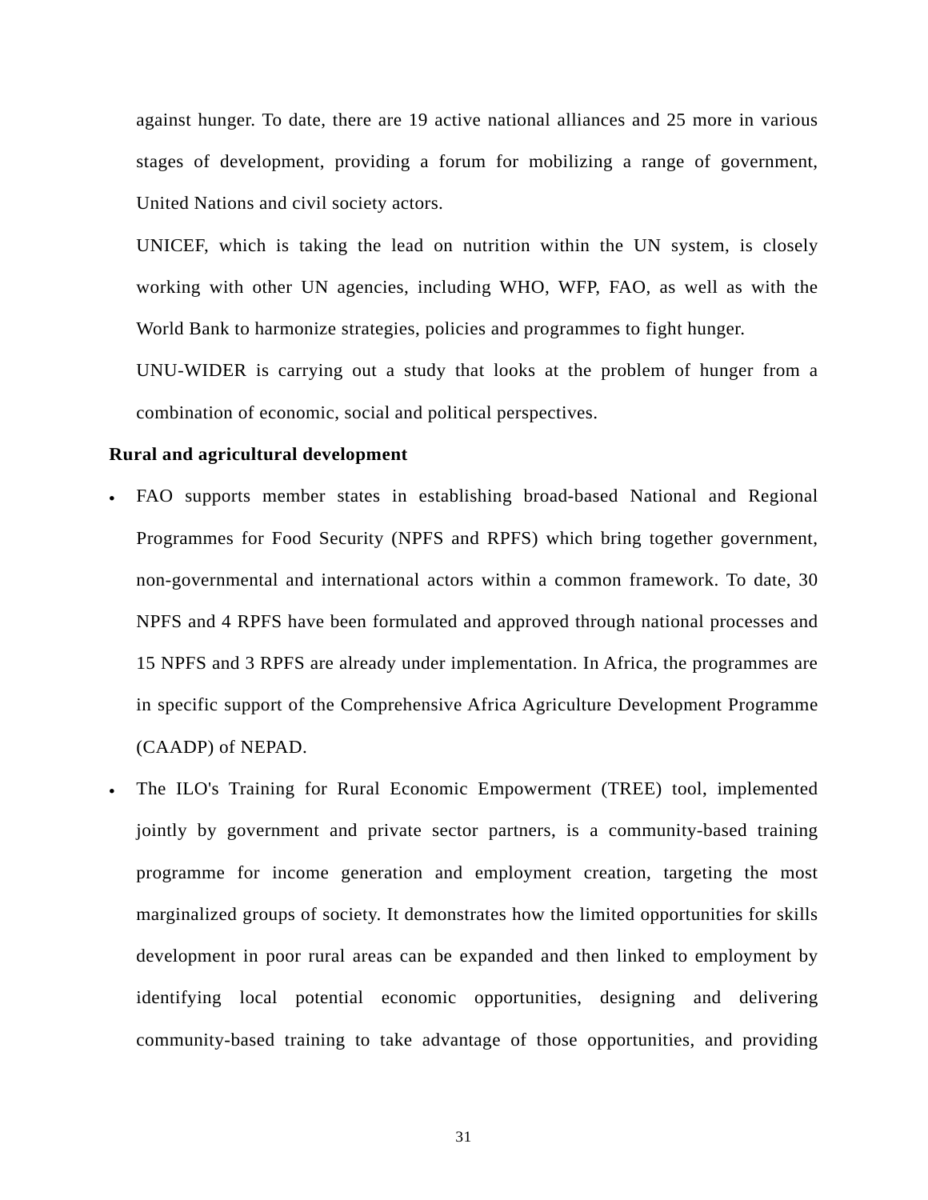against hunger. To date, there are 19 active national alliances and 25 more in various stages of development, providing a forum for mobilizing a range of government, United Nations and civil society actors.

UNICEF, which is taking the lead on nutrition within the UN system, is closely working with other UN agencies, including WHO, WFP, FAO, as well as with the World Bank to harmonize strategies, policies and programmes to fight hunger.

UNU-WIDER is carrying out a study that looks at the problem of hunger from a combination of economic, social and political perspectives.

**Rural and agricultural development**

- FAO supports member states in establishing broad-based National and Regional Programmes for Food Security (NPFS and RPFS) which bring together government, non-governmental and international actors within a common framework. To date, 30 NPFS and 4 RPFS have been formulated and approved through national processes and 15 NPFS and 3 RPFS are already under implementation. In Africa, the programmes are in specific support of the Comprehensive Africa Agriculture Development Programme (CAADP) of NEPAD.
- The ILO's Training for Rural Economic Empowerment (TREE) tool, implemented jointly by government and private sector partners, is a community-based training programme for income generation and employment creation, targeting the most marginalized groups of society. It demonstrates how the limited opportunities for skills development in poor rural areas can be expanded and then linked to employment by identifying local potential economic opportunities, designing and delivering community-based training to take advantage of those opportunities, and providing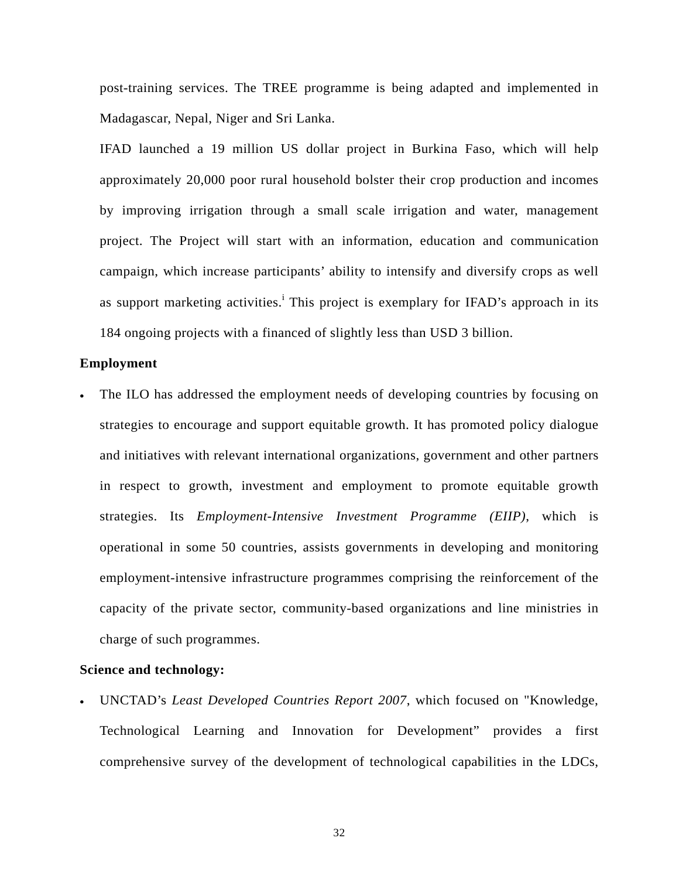post-training services. The TREE programme is being adapted and implemented in Madagascar, Nepal, Niger and Sri Lanka.

IFAD launched a 19 million US dollar project in Burkina Faso, which will help approximately 20,000 poor rural household bolster their crop production and incomes by improving irrigation through a small scale irrigation and water, management project. The Project will start with an information, education and communication campaign, which increase participants' ability to intensify and diversify crops as well as support marketing activities.[i] This project is exemplary for IFAD's approach in its 184 ongoing projects with a financed of slightly less than USD 3 billion.

**Employment**

- The ILO has addressed the employment needs of developing countries by focusing on strategies to encourage and support equitable growth. It has promoted policy dialogue and initiatives with relevant international organizations, government and other partners in respect to growth, investment and employment to promote equitable growth strategies. Its *Employment-Intensive Investment Programme (EIIP)*, which is operational in some 50 countries, assists governments in developing and monitoring employment-intensive infrastructure programmes comprising the reinforcement of the capacity of the private sector, community-based organizations and line ministries in charge of such programmes.

**Science and technology:**

- UNCTAD's *Least Developed Countries Report 2007*, which focused on "Knowledge, Technological Learning and Innovation for Development" provides a first comprehensive survey of the development of technological capabilities in the LDCs,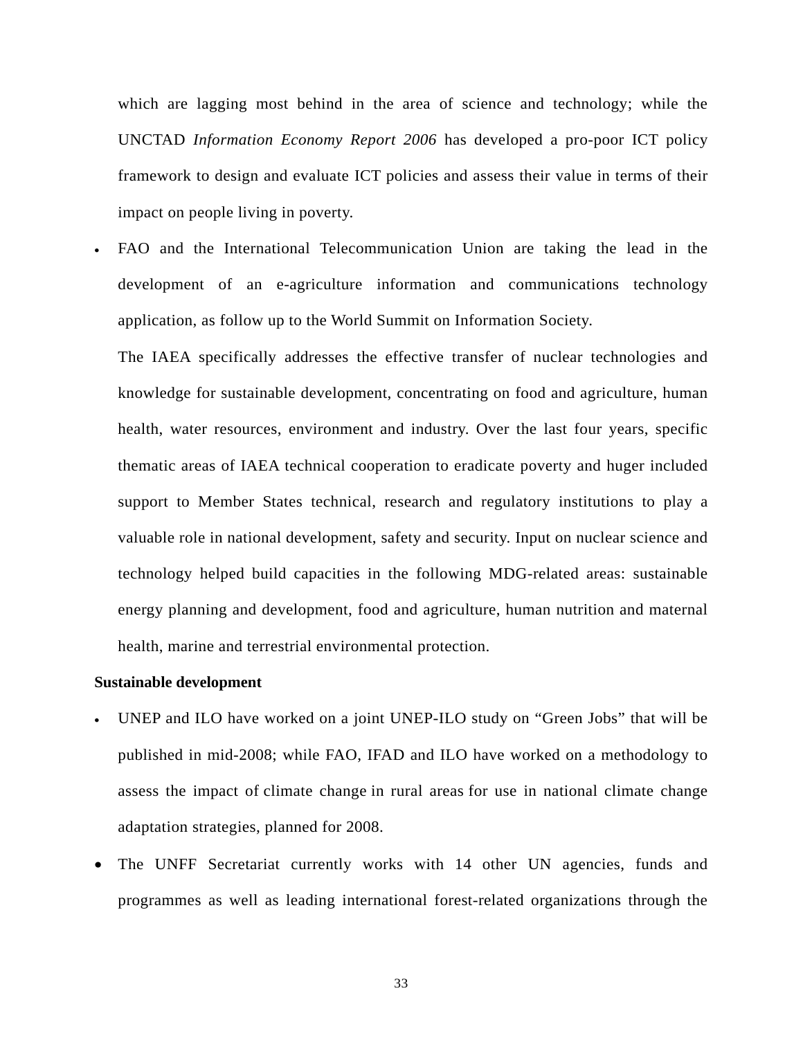which are lagging most behind in the area of science and technology; while the UNCTAD *Information Economy Report 2006* has developed a pro-poor ICT policy framework to design and evaluate ICT policies and assess their value in terms of their impact on people living in poverty.

- FAO and the International Telecommunication Union are taking the lead in the development of an e-agriculture information and communications technology application, as follow up to the World Summit on Information Society.

  The IAEA specifically addresses the effective transfer of nuclear technologies and knowledge for sustainable development, concentrating on food and agriculture, human health, water resources, environment and industry. Over the last four years, specific thematic areas of IAEA technical cooperation to eradicate poverty and huger included support to Member States technical, research and regulatory institutions to play a valuable role in national development, safety and security. Input on nuclear science and technology helped build capacities in the following MDG-related areas: sustainable energy planning and development, food and agriculture, human nutrition and maternal health, marine and terrestrial environmental protection.

**Sustainable development**

- UNEP and ILO have worked on a joint UNEP-ILO study on “Green Jobs” that will be published in mid-2008; while FAO, IFAD and ILO have worked on a methodology to assess the impact of climate change in rural areas for use in national climate change adaptation strategies, planned for 2008.
- The UNFF Secretariat currently works with 14 other UN agencies, funds and programmes as well as leading international forest-related organizations through the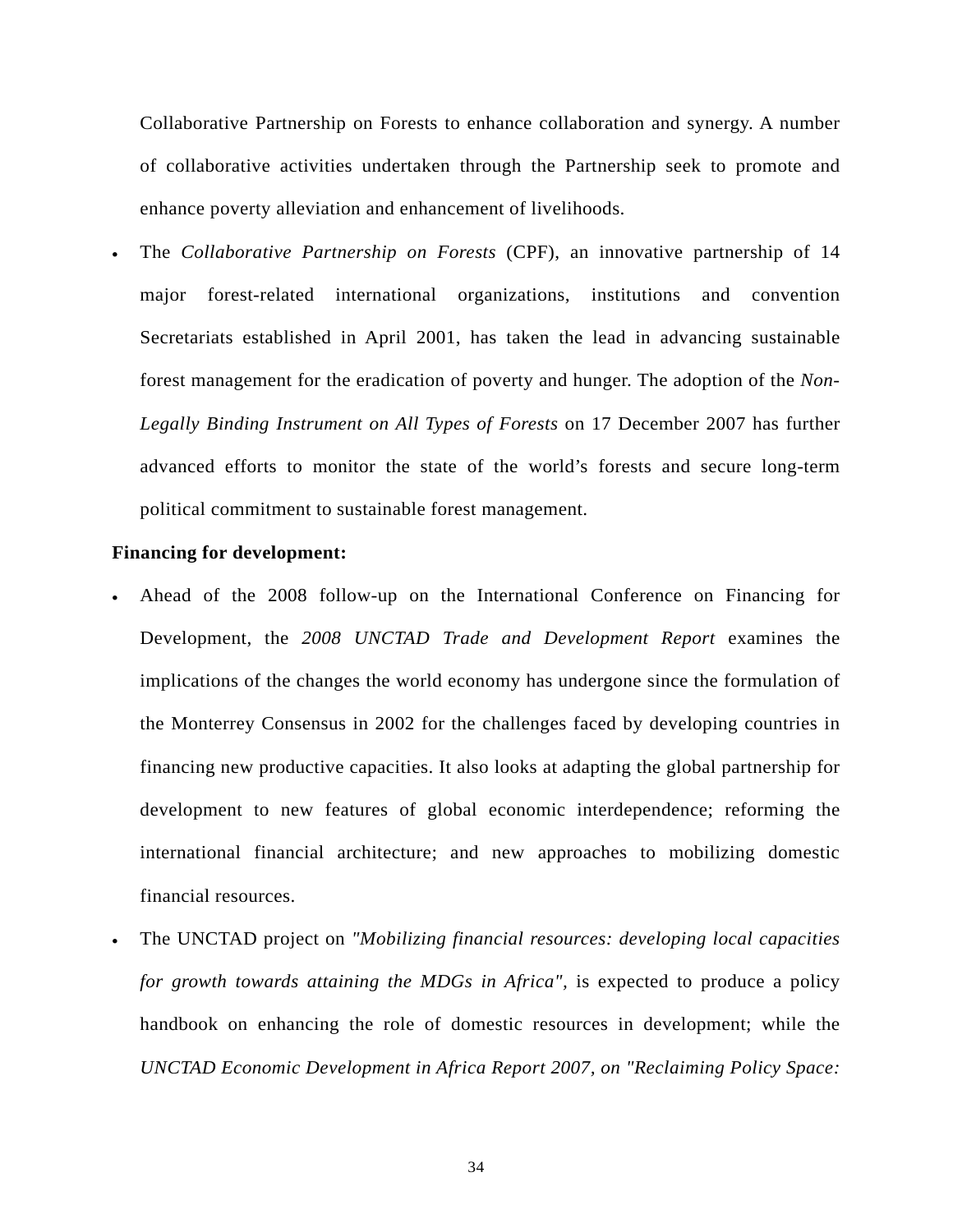Collaborative Partnership on Forests to enhance collaboration and synergy. A number of collaborative activities undertaken through the Partnership seek to promote and enhance poverty alleviation and enhancement of livelihoods.

- The *Collaborative Partnership on Forests* (CPF), an innovative partnership of 14 major forest-related international organizations, institutions and convention Secretariats established in April 2001, has taken the lead in advancing sustainable forest management for the eradication of poverty and hunger. The adoption of the *Non-Legally Binding Instrument on All Types of Forests* on 17 December 2007 has further advanced efforts to monitor the state of the world's forests and secure long-term political commitment to sustainable forest management.

**Financing for development:**

- Ahead of the 2008 follow-up on the International Conference on Financing for Development, the *2008 UNCTAD Trade and Development Report* examines the implications of the changes the world economy has undergone since the formulation of the Monterrey Consensus in 2002 for the challenges faced by developing countries in financing new productive capacities. It also looks at adapting the global partnership for development to new features of global economic interdependence; reforming the international financial architecture; and new approaches to mobilizing domestic financial resources.
- The UNCTAD project on *"Mobilizing financial resources: developing local capacities for growth towards attaining the MDGs in Africa"*, is expected to produce a policy handbook on enhancing the role of domestic resources in development; while the *UNCTAD Economic Development in Africa Report 2007, on "Reclaiming Policy Space:*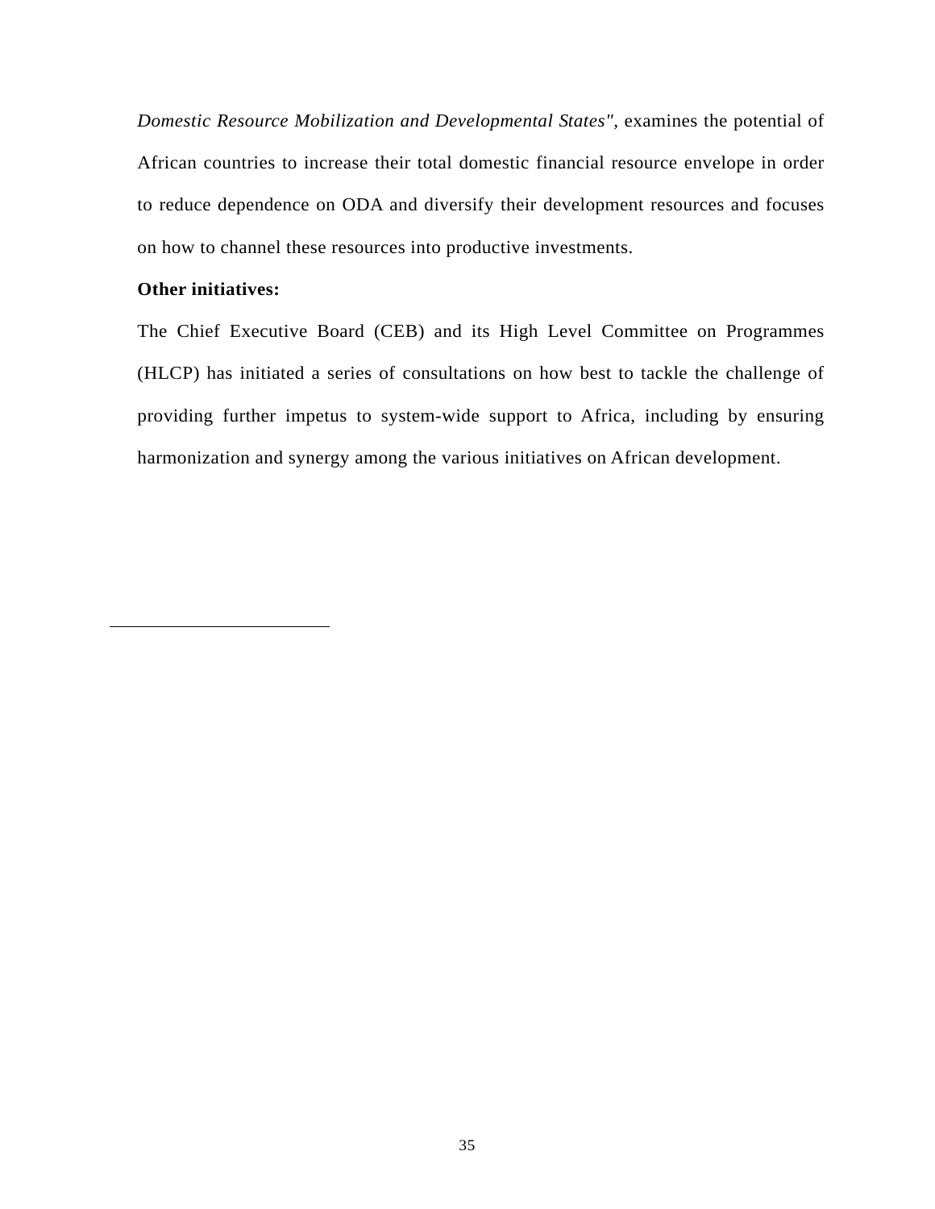*Domestic Resource Mobilization and Developmental States"*, examines the potential of African countries to increase their total domestic financial resource envelope in order to reduce dependence on ODA and diversify their development resources and focuses on how to channel these resources into productive investments.

**Other initiatives:**

The Chief Executive Board (CEB) and its High Level Committee on Programmes (HLCP) has initiated a series of consultations on how best to tackle the challenge of providing further impetus to system-wide support to Africa, including by ensuring harmonization and synergy among the various initiatives on African development.